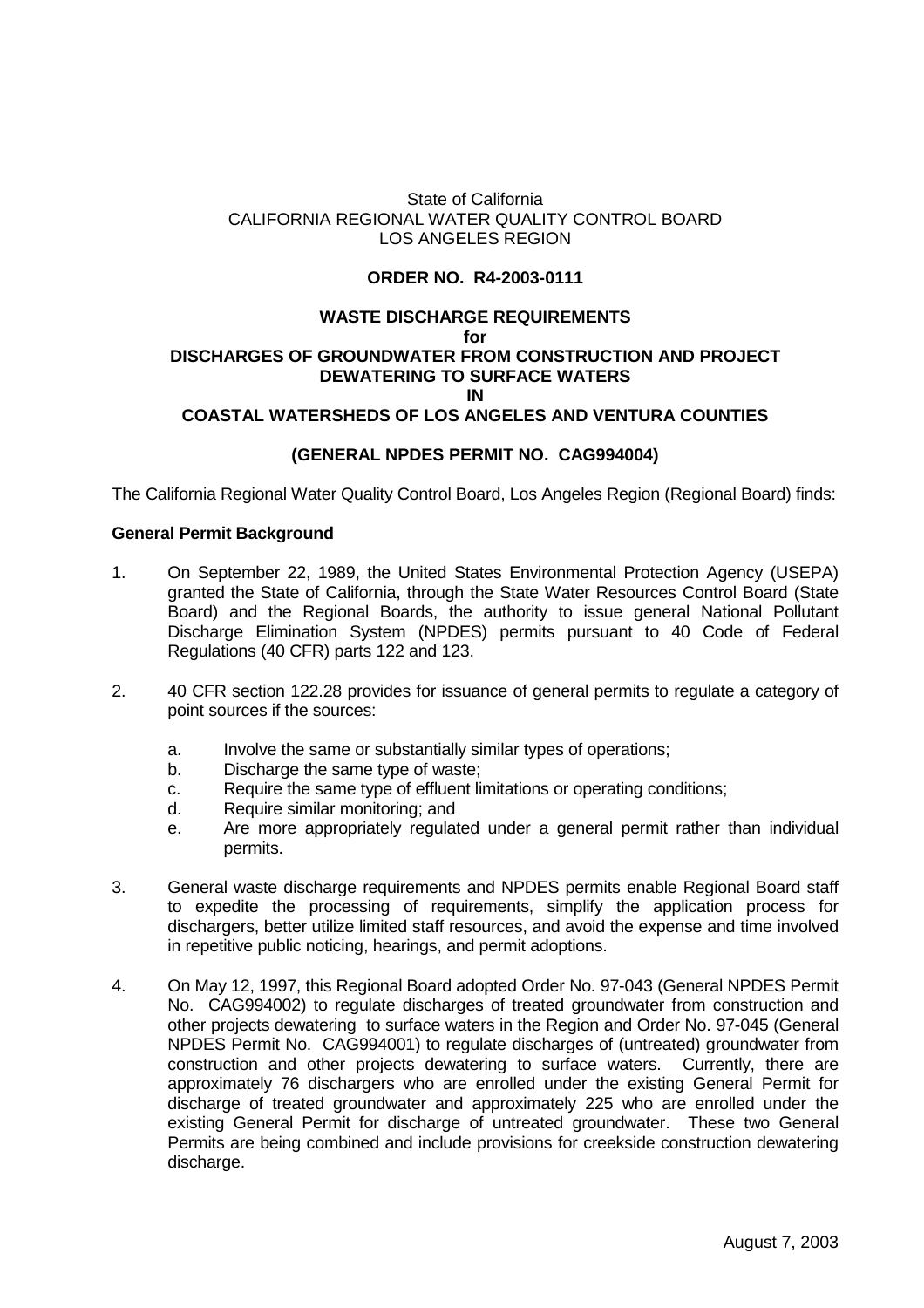State of California
CALIFORNIA REGIONAL WATER QUALITY CONTROL BOARD
LOS ANGELES REGION

**ORDER NO. R4-2003-0111**

**WASTE DISCHARGE REQUIREMENTS**
**for**
**DISCHARGES OF GROUNDWATER FROM CONSTRUCTION AND PROJECT DEWATERING TO SURFACE WATERS**
**IN**
**COASTAL WATERSHEDS OF LOS ANGELES AND VENTURA COUNTIES**

**(GENERAL NPDES PERMIT NO. CAG994004)**

The California Regional Water Quality Control Board, Los Angeles Region (Regional Board) finds:

**General Permit Background**

1. On September 22, 1989, the United States Environmental Protection Agency (USEPA) granted the State of California, through the State Water Resources Control Board (State Board) and the Regional Boards, the authority to issue general National Pollutant Discharge Elimination System (NPDES) permits pursuant to 40 Code of Federal Regulations (40 CFR) parts 122 and 123.

2. 40 CFR section 122.28 provides for issuance of general permits to regulate a category of point sources if the sources:

   a. Involve the same or substantially similar types of operations;
   b. Discharge the same type of waste;
   c. Require the same type of effluent limitations or operating conditions;
   d. Require similar monitoring; and
   e. Are more appropriately regulated under a general permit rather than individual permits.

3. General waste discharge requirements and NPDES permits enable Regional Board staff to expedite the processing of requirements, simplify the application process for dischargers, better utilize limited staff resources, and avoid the expense and time involved in repetitive public noticing, hearings, and permit adoptions.

4. On May 12, 1997, this Regional Board adopted Order No. 97-043 (General NPDES Permit No. CAG994002) to regulate discharges of treated groundwater from construction and other projects dewatering to surface waters in the Region and Order No. 97-045 (General NPDES Permit No. CAG994001) to regulate discharges of (untreated) groundwater from construction and other projects dewatering to surface waters. Currently, there are approximately 76 dischargers who are enrolled under the existing General Permit for discharge of treated groundwater and approximately 225 who are enrolled under the existing General Permit for discharge of untreated groundwater. These two General Permits are being combined and include provisions for creekside construction dewatering discharge.

August 7, 2003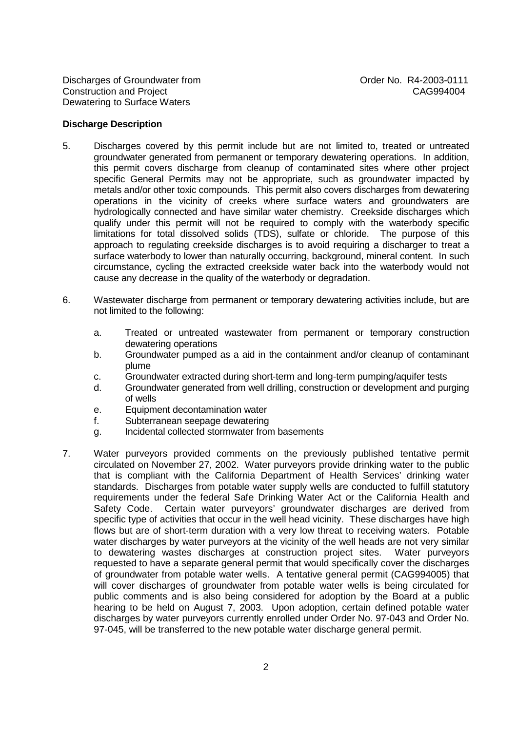**Discharge Description**

5. Discharges covered by this permit include but are not limited to, treated or untreated groundwater generated from permanent or temporary dewatering operations. In addition, this permit covers discharge from cleanup of contaminated sites where other project specific General Permits may not be appropriate, such as groundwater impacted by metals and/or other toxic compounds. This permit also covers discharges from dewatering operations in the vicinity of creeks where surface waters and groundwaters are hydrologically connected and have similar water chemistry. Creekside discharges which qualify under this permit will not be required to comply with the waterbody specific limitations for total dissolved solids (TDS), sulfate or chloride. The purpose of this approach to regulating creekside discharges is to avoid requiring a discharger to treat a surface waterbody to lower than naturally occurring, background, mineral content. In such circumstance, cycling the extracted creekside water back into the waterbody would not cause any decrease in the quality of the waterbody or degradation.

6. Wastewater discharge from permanent or temporary dewatering activities include, but are not limited to the following:

   a. Treated or untreated wastewater from permanent or temporary construction dewatering operations
   b. Groundwater pumped as a aid in the containment and/or cleanup of contaminant plume
   c. Groundwater extracted during short-term and long-term pumping/aquifer tests
   d. Groundwater generated from well drilling, construction or development and purging of wells
   e. Equipment decontamination water
   f. Subterranean seepage dewatering
   g. Incidental collected stormwater from basements

7. Water purveyors provided comments on the previously published tentative permit circulated on November 27, 2002. Water purveyors provide drinking water to the public that is compliant with the California Department of Health Services' drinking water standards. Discharges from potable water supply wells are conducted to fulfill statutory requirements under the federal Safe Drinking Water Act or the California Health and Safety Code. Certain water purveyors' groundwater discharges are derived from specific type of activities that occur in the well head vicinity. These discharges have high flows but are of short-term duration with a very low threat to receiving waters. Potable water discharges by water purveyors at the vicinity of the well heads are not very similar to dewatering wastes discharges at construction project sites. Water purveyors requested to have a separate general permit that would specifically cover the discharges of groundwater from potable water wells. A tentative general permit (CAG994005) that will cover discharges of groundwater from potable water wells is being circulated for public comments and is also being considered for adoption by the Board at a public hearing to be held on August 7, 2003. Upon adoption, certain defined potable water discharges by water purveyors currently enrolled under Order No. 97-043 and Order No. 97-045, will be transferred to the new potable water discharge general permit.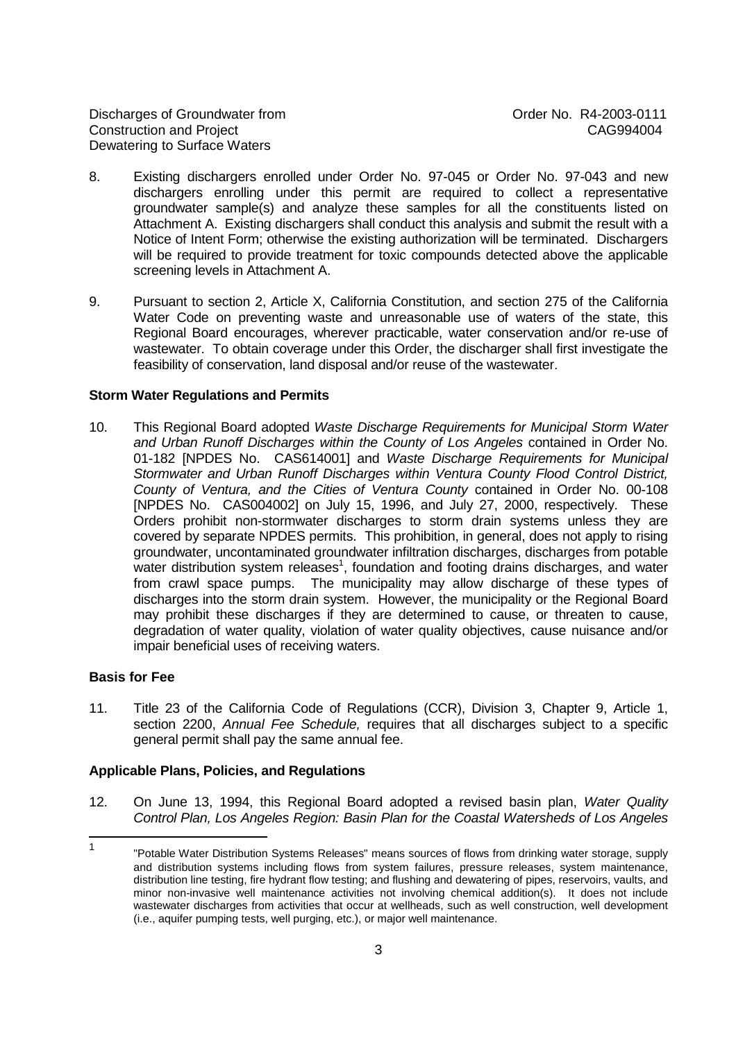8. Existing dischargers enrolled under Order No. 97-045 or Order No. 97-043 and new dischargers enrolling under this permit are required to collect a representative groundwater sample(s) and analyze these samples for all the constituents listed on Attachment A. Existing dischargers shall conduct this analysis and submit the result with a Notice of Intent Form; otherwise the existing authorization will be terminated. Dischargers will be required to provide treatment for toxic compounds detected above the applicable screening levels in Attachment A.

9. Pursuant to section 2, Article X, California Constitution, and section 275 of the California Water Code on preventing waste and unreasonable use of waters of the state, this Regional Board encourages, wherever practicable, water conservation and/or re-use of wastewater. To obtain coverage under this Order, the discharger shall first investigate the feasibility of conservation, land disposal and/or reuse of the wastewater.

**Storm Water Regulations and Permits**

10. This Regional Board adopted *Waste Discharge Requirements for Municipal Storm Water and Urban Runoff Discharges within the County of Los Angeles* contained in Order No. 01-182 [NPDES No. CAS614001] and *Waste Discharge Requirements for Municipal Stormwater and Urban Runoff Discharges within Ventura County Flood Control District, County of Ventura, and the Cities of Ventura County* contained in Order No. 00-108 [NPDES No. CAS004002] on July 15, 1996, and July 27, 2000, respectively. These Orders prohibit non-stormwater discharges to storm drain systems unless they are covered by separate NPDES permits. This prohibition, in general, does not apply to rising groundwater, uncontaminated groundwater infiltration discharges, discharges from potable water distribution system releases[1], foundation and footing drains discharges, and water from crawl space pumps. The municipality may allow discharge of these types of discharges into the storm drain system. However, the municipality or the Regional Board may prohibit these discharges if they are determined to cause, or threaten to cause, degradation of water quality, violation of water quality objectives, cause nuisance and/or impair beneficial uses of receiving waters.

**Basis for Fee**

11. Title 23 of the California Code of Regulations (CCR), Division 3, Chapter 9, Article 1, section 2200, *Annual Fee Schedule,* requires that all discharges subject to a specific general permit shall pay the same annual fee.

**Applicable Plans, Policies, and Regulations**

12. On June 13, 1994, this Regional Board adopted a revised basin plan, *Water Quality Control Plan, Los Angeles Region: Basin Plan for the Coastal Watersheds of Los Angeles*

---

[1] "Potable Water Distribution Systems Releases" means sources of flows from drinking water storage, supply and distribution systems including flows from system failures, pressure releases, system maintenance, distribution line testing, fire hydrant flow testing; and flushing and dewatering of pipes, reservoirs, vaults, and minor non-invasive well maintenance activities not involving chemical addition(s). It does not include wastewater discharges from activities that occur at wellheads, such as well construction, well development (i.e., aquifer pumping tests, well purging, etc.), or major well maintenance.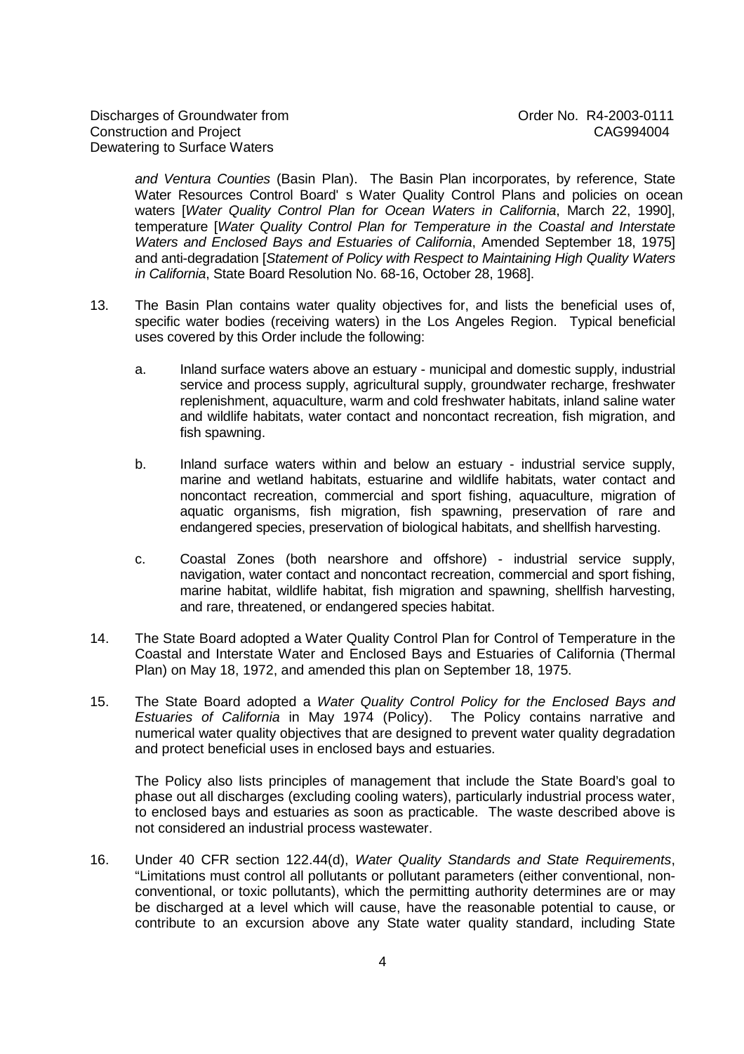*and Ventura Counties* (Basin Plan). The Basin Plan incorporates, by reference, State Water Resources Control Board' s Water Quality Control Plans and policies on ocean waters [*Water Quality Control Plan for Ocean Waters in California*, March 22, 1990], temperature [*Water Quality Control Plan for Temperature in the Coastal and Interstate Waters and Enclosed Bays and Estuaries of California*, Amended September 18, 1975] and anti-degradation [*Statement of Policy with Respect to Maintaining High Quality Waters in California*, State Board Resolution No. 68-16, October 28, 1968].

13. The Basin Plan contains water quality objectives for, and lists the beneficial uses of, specific water bodies (receiving waters) in the Los Angeles Region. Typical beneficial uses covered by this Order include the following:

    a. Inland surface waters above an estuary - municipal and domestic supply, industrial service and process supply, agricultural supply, groundwater recharge, freshwater replenishment, aquaculture, warm and cold freshwater habitats, inland saline water and wildlife habitats, water contact and noncontact recreation, fish migration, and fish spawning.

    b. Inland surface waters within and below an estuary - industrial service supply, marine and wetland habitats, estuarine and wildlife habitats, water contact and noncontact recreation, commercial and sport fishing, aquaculture, migration of aquatic organisms, fish migration, fish spawning, preservation of rare and endangered species, preservation of biological habitats, and shellfish harvesting.

    c. Coastal Zones (both nearshore and offshore) - industrial service supply, navigation, water contact and noncontact recreation, commercial and sport fishing, marine habitat, wildlife habitat, fish migration and spawning, shellfish harvesting, and rare, threatened, or endangered species habitat.

14. The State Board adopted a Water Quality Control Plan for Control of Temperature in the Coastal and Interstate Water and Enclosed Bays and Estuaries of California (Thermal Plan) on May 18, 1972, and amended this plan on September 18, 1975.

15. The State Board adopted a *Water Quality Control Policy for the Enclosed Bays and Estuaries of California* in May 1974 (Policy). The Policy contains narrative and numerical water quality objectives that are designed to prevent water quality degradation and protect beneficial uses in enclosed bays and estuaries.

    The Policy also lists principles of management that include the State Board's goal to phase out all discharges (excluding cooling waters), particularly industrial process water, to enclosed bays and estuaries as soon as practicable. The waste described above is not considered an industrial process wastewater.

16. Under 40 CFR section 122.44(d), *Water Quality Standards and State Requirements*, "Limitations must control all pollutants or pollutant parameters (either conventional, non-conventional, or toxic pollutants), which the permitting authority determines are or may be discharged at a level which will cause, have the reasonable potential to cause, or contribute to an excursion above any State water quality standard, including State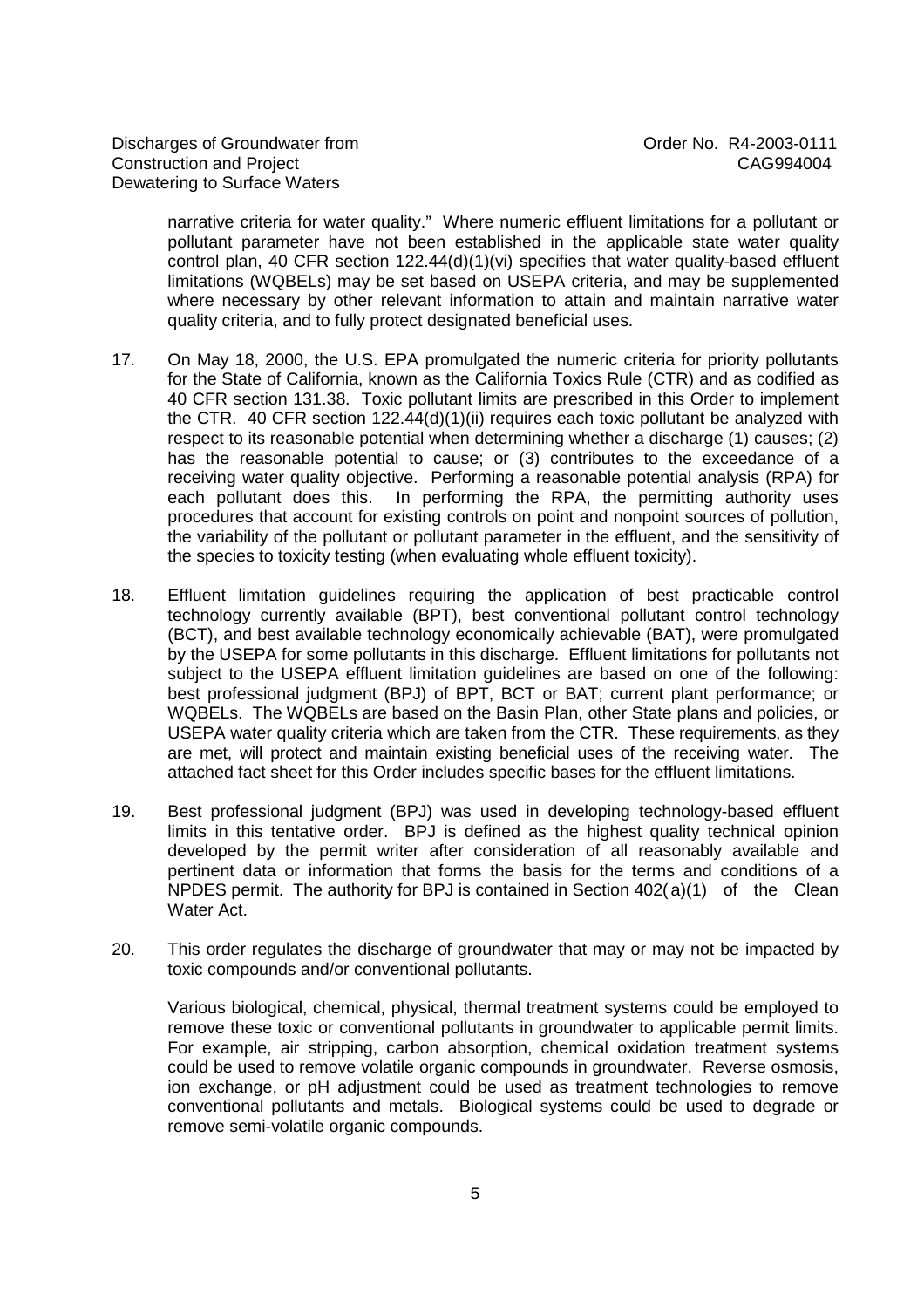narrative criteria for water quality." Where numeric effluent limitations for a pollutant or pollutant parameter have not been established in the applicable state water quality control plan, 40 CFR section 122.44(d)(1)(vi) specifies that water quality-based effluent limitations (WQBELs) may be set based on USEPA criteria, and may be supplemented where necessary by other relevant information to attain and maintain narrative water quality criteria, and to fully protect designated beneficial uses.

17. On May 18, 2000, the U.S. EPA promulgated the numeric criteria for priority pollutants for the State of California, known as the California Toxics Rule (CTR) and as codified as 40 CFR section 131.38. Toxic pollutant limits are prescribed in this Order to implement the CTR. 40 CFR section 122.44(d)(1)(ii) requires each toxic pollutant be analyzed with respect to its reasonable potential when determining whether a discharge (1) causes; (2) has the reasonable potential to cause; or (3) contributes to the exceedance of a receiving water quality objective. Performing a reasonable potential analysis (RPA) for each pollutant does this. In performing the RPA, the permitting authority uses procedures that account for existing controls on point and nonpoint sources of pollution, the variability of the pollutant or pollutant parameter in the effluent, and the sensitivity of the species to toxicity testing (when evaluating whole effluent toxicity).

18. Effluent limitation guidelines requiring the application of best practicable control technology currently available (BPT), best conventional pollutant control technology (BCT), and best available technology economically achievable (BAT), were promulgated by the USEPA for some pollutants in this discharge. Effluent limitations for pollutants not subject to the USEPA effluent limitation guidelines are based on one of the following: best professional judgment (BPJ) of BPT, BCT or BAT; current plant performance; or WQBELs. The WQBELs are based on the Basin Plan, other State plans and policies, or USEPA water quality criteria which are taken from the CTR. These requirements, as they are met, will protect and maintain existing beneficial uses of the receiving water. The attached fact sheet for this Order includes specific bases for the effluent limitations.

19. Best professional judgment (BPJ) was used in developing technology-based effluent limits in this tentative order. BPJ is defined as the highest quality technical opinion developed by the permit writer after consideration of all reasonably available and pertinent data or information that forms the basis for the terms and conditions of a NPDES permit. The authority for BPJ is contained in Section 402(a)(1) of the Clean Water Act.

20. This order regulates the discharge of groundwater that may or may not be impacted by toxic compounds and/or conventional pollutants.

    Various biological, chemical, physical, thermal treatment systems could be employed to remove these toxic or conventional pollutants in groundwater to applicable permit limits. For example, air stripping, carbon absorption, chemical oxidation treatment systems could be used to remove volatile organic compounds in groundwater. Reverse osmosis, ion exchange, or pH adjustment could be used as treatment technologies to remove conventional pollutants and metals. Biological systems could be used to degrade or remove semi-volatile organic compounds.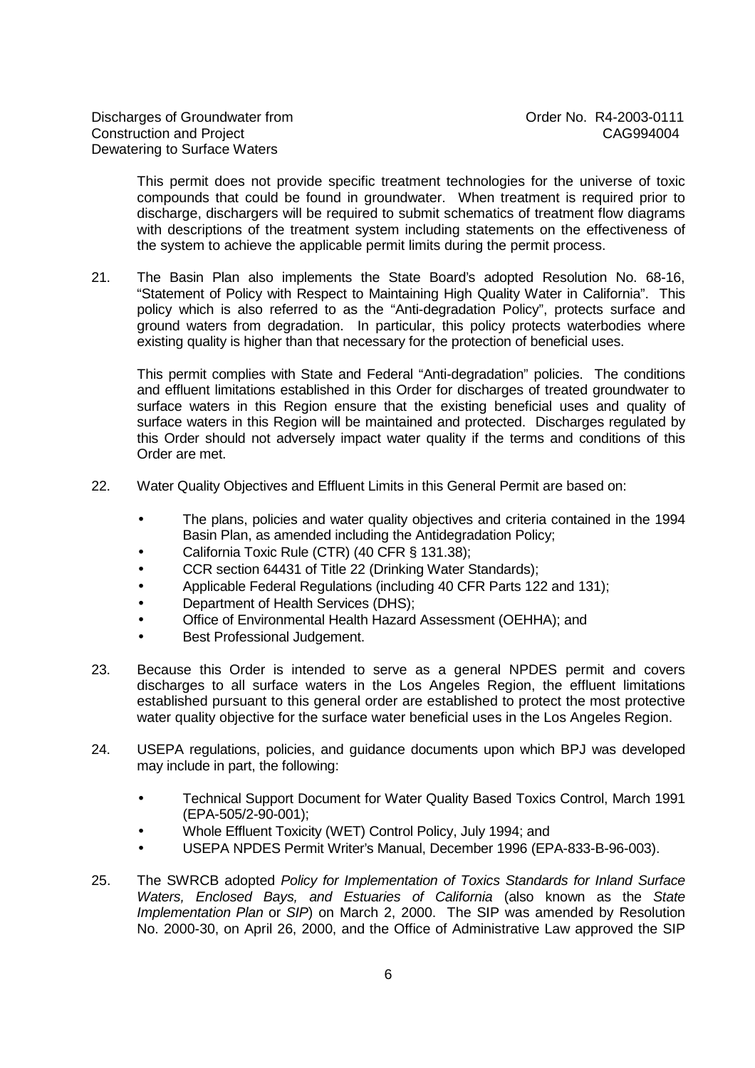This permit does not provide specific treatment technologies for the universe of toxic compounds that could be found in groundwater. When treatment is required prior to discharge, dischargers will be required to submit schematics of treatment flow diagrams with descriptions of the treatment system including statements on the effectiveness of the system to achieve the applicable permit limits during the permit process.

21. The Basin Plan also implements the State Board's adopted Resolution No. 68-16, "Statement of Policy with Respect to Maintaining High Quality Water in California". This policy which is also referred to as the "Anti-degradation Policy", protects surface and ground waters from degradation. In particular, this policy protects waterbodies where existing quality is higher than that necessary for the protection of beneficial uses.

   This permit complies with State and Federal "Anti-degradation" policies. The conditions and effluent limitations established in this Order for discharges of treated groundwater to surface waters in this Region ensure that the existing beneficial uses and quality of surface waters in this Region will be maintained and protected. Discharges regulated by this Order should not adversely impact water quality if the terms and conditions of this Order are met.

22. Water Quality Objectives and Effluent Limits in this General Permit are based on:

   - The plans, policies and water quality objectives and criteria contained in the 1994 Basin Plan, as amended including the Antidegradation Policy;
   - California Toxic Rule (CTR) (40 CFR § 131.38);
   - CCR section 64431 of Title 22 (Drinking Water Standards);
   - Applicable Federal Regulations (including 40 CFR Parts 122 and 131);
   - Department of Health Services (DHS);
   - Office of Environmental Health Hazard Assessment (OEHHA); and
   - Best Professional Judgement.

23. Because this Order is intended to serve as a general NPDES permit and covers discharges to all surface waters in the Los Angeles Region, the effluent limitations established pursuant to this general order are established to protect the most protective water quality objective for the surface water beneficial uses in the Los Angeles Region.

24. USEPA regulations, policies, and guidance documents upon which BPJ was developed may include in part, the following:

   - Technical Support Document for Water Quality Based Toxics Control, March 1991 (EPA-505/2-90-001);
   - Whole Effluent Toxicity (WET) Control Policy, July 1994; and
   - USEPA NPDES Permit Writer's Manual, December 1996 (EPA-833-B-96-003).

25. The SWRCB adopted *Policy for Implementation of Toxics Standards for Inland Surface Waters, Enclosed Bays, and Estuaries of California* (also known as the *State Implementation Plan* or *SIP*) on March 2, 2000. The SIP was amended by Resolution No. 2000-30, on April 26, 2000, and the Office of Administrative Law approved the SIP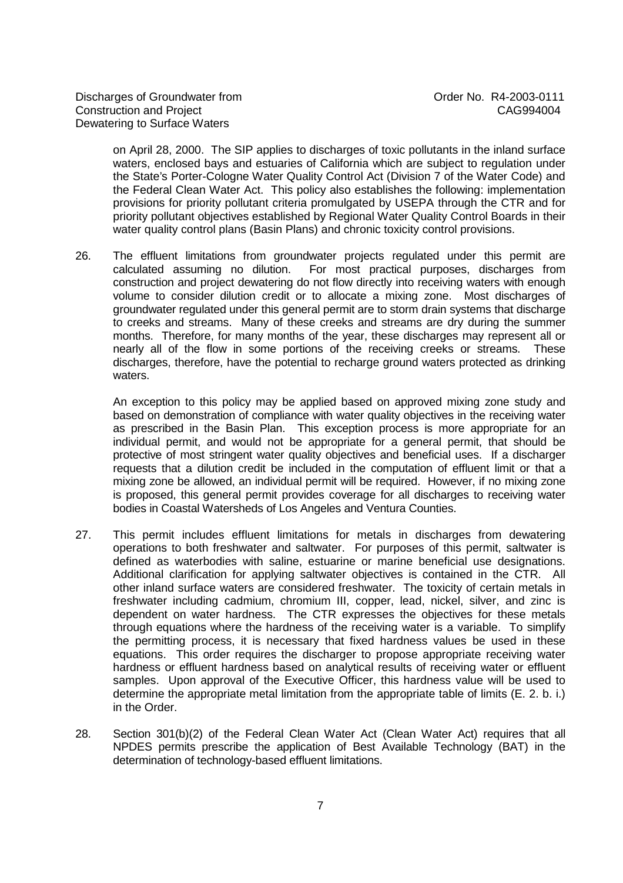on April 28, 2000. The SIP applies to discharges of toxic pollutants in the inland surface waters, enclosed bays and estuaries of California which are subject to regulation under the State's Porter-Cologne Water Quality Control Act (Division 7 of the Water Code) and the Federal Clean Water Act. This policy also establishes the following: implementation provisions for priority pollutant criteria promulgated by USEPA through the CTR and for priority pollutant objectives established by Regional Water Quality Control Boards in their water quality control plans (Basin Plans) and chronic toxicity control provisions.

26. The effluent limitations from groundwater projects regulated under this permit are calculated assuming no dilution. For most practical purposes, discharges from construction and project dewatering do not flow directly into receiving waters with enough volume to consider dilution credit or to allocate a mixing zone. Most discharges of groundwater regulated under this general permit are to storm drain systems that discharge to creeks and streams. Many of these creeks and streams are dry during the summer months. Therefore, for many months of the year, these discharges may represent all or nearly all of the flow in some portions of the receiving creeks or streams. These discharges, therefore, have the potential to recharge ground waters protected as drinking waters.

    An exception to this policy may be applied based on approved mixing zone study and based on demonstration of compliance with water quality objectives in the receiving water as prescribed in the Basin Plan. This exception process is more appropriate for an individual permit, and would not be appropriate for a general permit, that should be protective of most stringent water quality objectives and beneficial uses. If a discharger requests that a dilution credit be included in the computation of effluent limit or that a mixing zone be allowed, an individual permit will be required. However, if no mixing zone is proposed, this general permit provides coverage for all discharges to receiving water bodies in Coastal Watersheds of Los Angeles and Ventura Counties.

27. This permit includes effluent limitations for metals in discharges from dewatering operations to both freshwater and saltwater. For purposes of this permit, saltwater is defined as waterbodies with saline, estuarine or marine beneficial use designations. Additional clarification for applying saltwater objectives is contained in the CTR. All other inland surface waters are considered freshwater. The toxicity of certain metals in freshwater including cadmium, chromium III, copper, lead, nickel, silver, and zinc is dependent on water hardness. The CTR expresses the objectives for these metals through equations where the hardness of the receiving water is a variable. To simplify the permitting process, it is necessary that fixed hardness values be used in these equations. This order requires the discharger to propose appropriate receiving water hardness or effluent hardness based on analytical results of receiving water or effluent samples. Upon approval of the Executive Officer, this hardness value will be used to determine the appropriate metal limitation from the appropriate table of limits (E. 2. b. i.) in the Order.

28. Section 301(b)(2) of the Federal Clean Water Act (Clean Water Act) requires that all NPDES permits prescribe the application of Best Available Technology (BAT) in the determination of technology-based effluent limitations.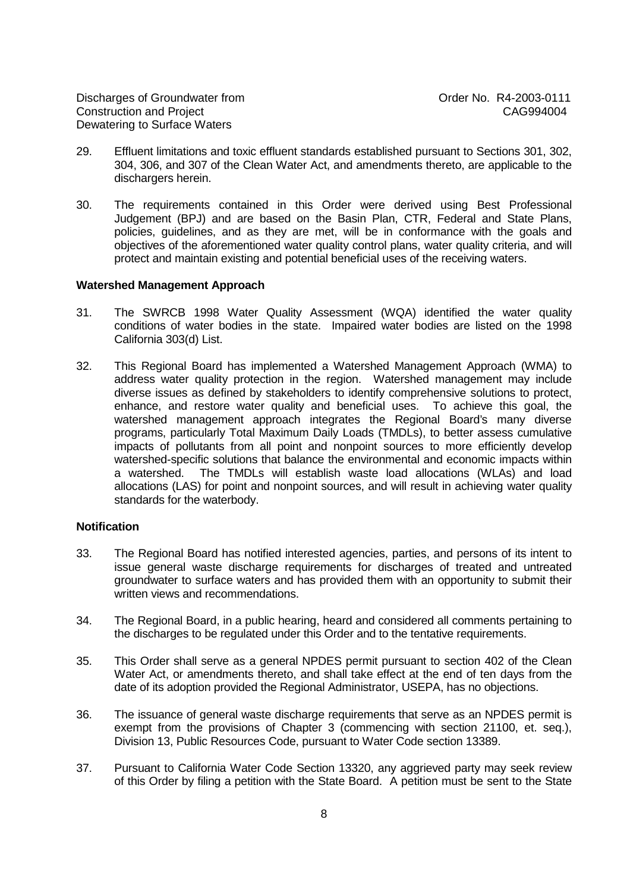29. Effluent limitations and toxic effluent standards established pursuant to Sections 301, 302, 304, 306, and 307 of the Clean Water Act, and amendments thereto, are applicable to the dischargers herein.

30. The requirements contained in this Order were derived using Best Professional Judgement (BPJ) and are based on the Basin Plan, CTR, Federal and State Plans, policies, guidelines, and as they are met, will be in conformance with the goals and objectives of the aforementioned water quality control plans, water quality criteria, and will protect and maintain existing and potential beneficial uses of the receiving waters.

**Watershed Management Approach**

31. The SWRCB 1998 Water Quality Assessment (WQA) identified the water quality conditions of water bodies in the state. Impaired water bodies are listed on the 1998 California 303(d) List.

32. This Regional Board has implemented a Watershed Management Approach (WMA) to address water quality protection in the region. Watershed management may include diverse issues as defined by stakeholders to identify comprehensive solutions to protect, enhance, and restore water quality and beneficial uses. To achieve this goal, the watershed management approach integrates the Regional Board's many diverse programs, particularly Total Maximum Daily Loads (TMDLs), to better assess cumulative impacts of pollutants from all point and nonpoint sources to more efficiently develop watershed-specific solutions that balance the environmental and economic impacts within a watershed. The TMDLs will establish waste load allocations (WLAs) and load allocations (LAS) for point and nonpoint sources, and will result in achieving water quality standards for the waterbody.

**Notification**

33. The Regional Board has notified interested agencies, parties, and persons of its intent to issue general waste discharge requirements for discharges of treated and untreated groundwater to surface waters and has provided them with an opportunity to submit their written views and recommendations.

34. The Regional Board, in a public hearing, heard and considered all comments pertaining to the discharges to be regulated under this Order and to the tentative requirements.

35. This Order shall serve as a general NPDES permit pursuant to section 402 of the Clean Water Act, or amendments thereto, and shall take effect at the end of ten days from the date of its adoption provided the Regional Administrator, USEPA, has no objections.

36. The issuance of general waste discharge requirements that serve as an NPDES permit is exempt from the provisions of Chapter 3 (commencing with section 21100, et. seq.), Division 13, Public Resources Code, pursuant to Water Code section 13389.

37. Pursuant to California Water Code Section 13320, any aggrieved party may seek review of this Order by filing a petition with the State Board. A petition must be sent to the State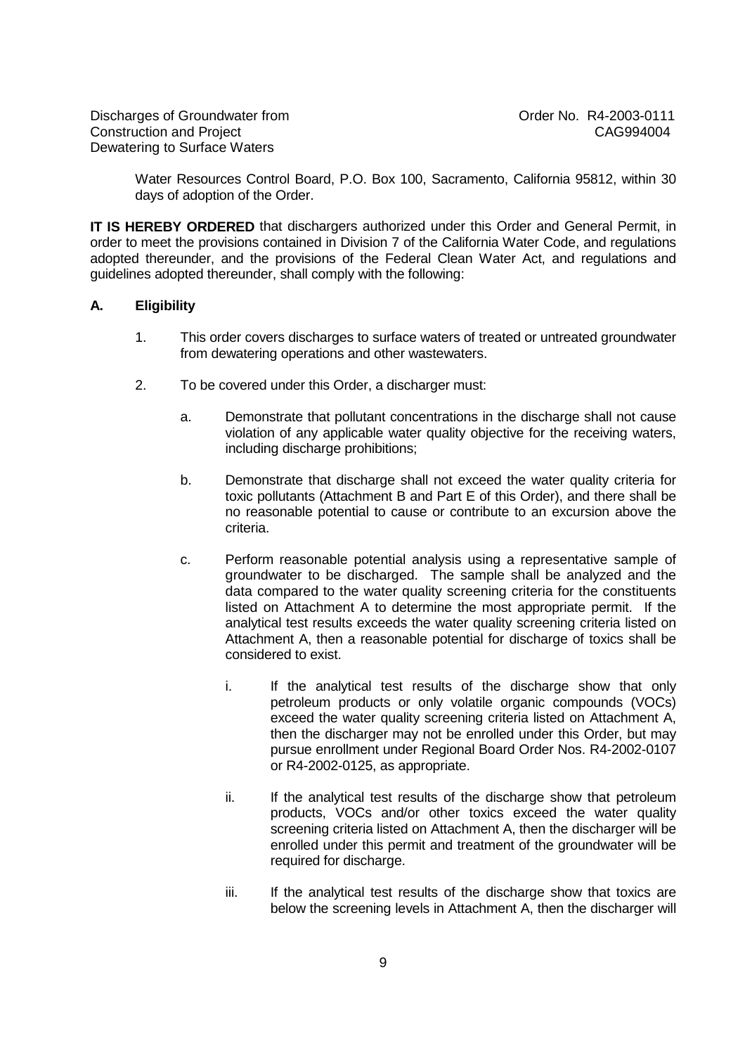Water Resources Control Board, P.O. Box 100, Sacramento, California 95812, within 30 days of adoption of the Order.

**IT IS HEREBY ORDERED** that dischargers authorized under this Order and General Permit, in order to meet the provisions contained in Division 7 of the California Water Code, and regulations adopted thereunder, and the provisions of the Federal Clean Water Act, and regulations and guidelines adopted thereunder, shall comply with the following:

## A. Eligibility

1. This order covers discharges to surface waters of treated or untreated groundwater from dewatering operations and other wastewaters.

2. To be covered under this Order, a discharger must:

   a. Demonstrate that pollutant concentrations in the discharge shall not cause violation of any applicable water quality objective for the receiving waters, including discharge prohibitions;

   b. Demonstrate that discharge shall not exceed the water quality criteria for toxic pollutants (Attachment B and Part E of this Order), and there shall be no reasonable potential to cause or contribute to an excursion above the criteria.

   c. Perform reasonable potential analysis using a representative sample of groundwater to be discharged. The sample shall be analyzed and the data compared to the water quality screening criteria for the constituents listed on Attachment A to determine the most appropriate permit. If the analytical test results exceeds the water quality screening criteria listed on Attachment A, then a reasonable potential for discharge of toxics shall be considered to exist.

      i. If the analytical test results of the discharge show that only petroleum products or only volatile organic compounds (VOCs) exceed the water quality screening criteria listed on Attachment A, then the discharger may not be enrolled under this Order, but may pursue enrollment under Regional Board Order Nos. R4-2002-0107 or R4-2002-0125, as appropriate.

      ii. If the analytical test results of the discharge show that petroleum products, VOCs and/or other toxics exceed the water quality screening criteria listed on Attachment A, then the discharger will be enrolled under this permit and treatment of the groundwater will be required for discharge.

      iii. If the analytical test results of the discharge show that toxics are below the screening levels in Attachment A, then the discharger will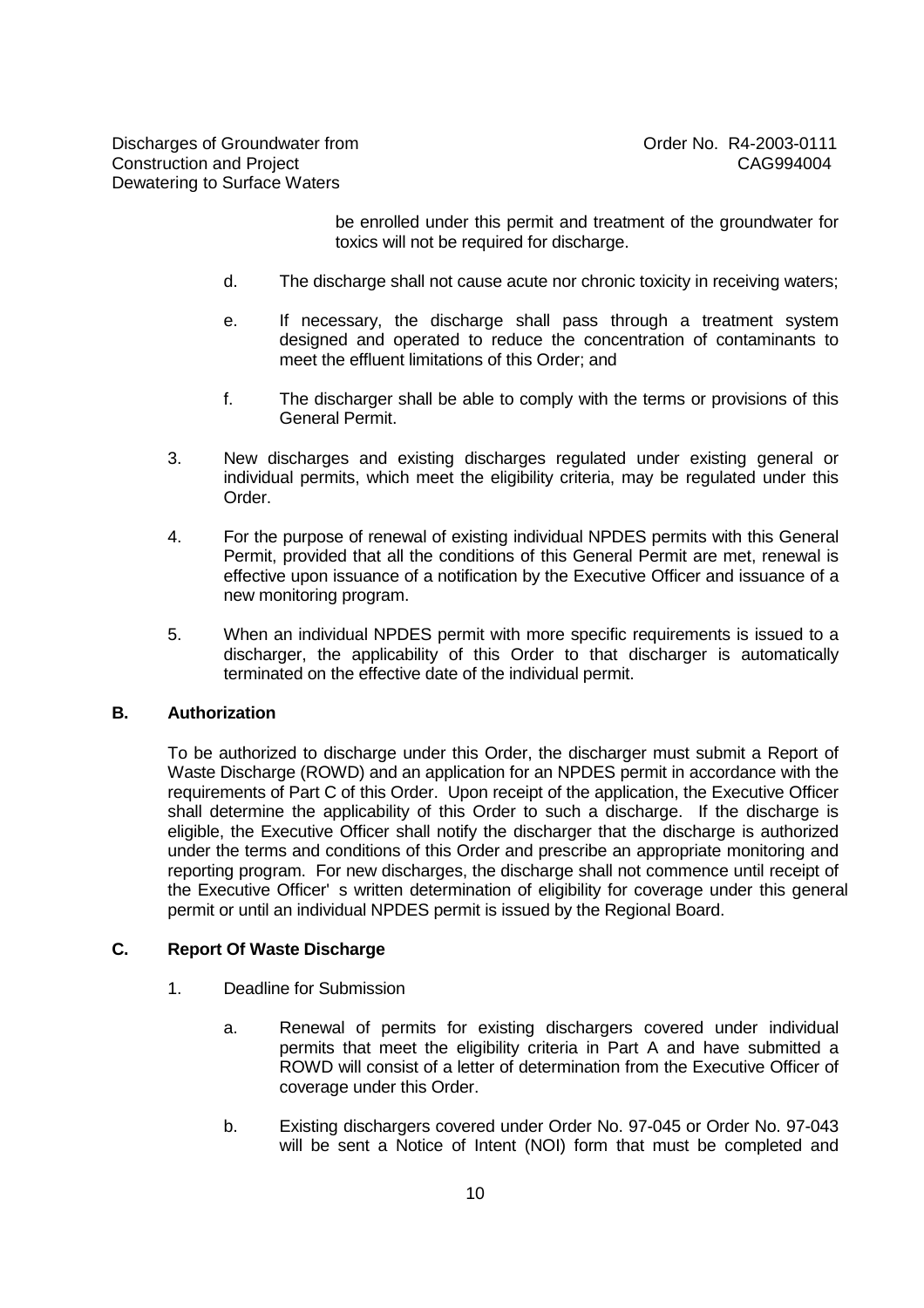be enrolled under this permit and treatment of the groundwater for toxics will not be required for discharge.

d. The discharge shall not cause acute nor chronic toxicity in receiving waters;

e. If necessary, the discharge shall pass through a treatment system designed and operated to reduce the concentration of contaminants to meet the effluent limitations of this Order; and

f. The discharger shall be able to comply with the terms or provisions of this General Permit.

3. New discharges and existing discharges regulated under existing general or individual permits, which meet the eligibility criteria, may be regulated under this Order.

4. For the purpose of renewal of existing individual NPDES permits with this General Permit, provided that all the conditions of this General Permit are met, renewal is effective upon issuance of a notification by the Executive Officer and issuance of a new monitoring program.

5. When an individual NPDES permit with more specific requirements is issued to a discharger, the applicability of this Order to that discharger is automatically terminated on the effective date of the individual permit.

**B. Authorization**

To be authorized to discharge under this Order, the discharger must submit a Report of Waste Discharge (ROWD) and an application for an NPDES permit in accordance with the requirements of Part C of this Order. Upon receipt of the application, the Executive Officer shall determine the applicability of this Order to such a discharge. If the discharge is eligible, the Executive Officer shall notify the discharger that the discharge is authorized under the terms and conditions of this Order and prescribe an appropriate monitoring and reporting program. For new discharges, the discharge shall not commence until receipt of the Executive Officer's written determination of eligibility for coverage under this general permit or until an individual NPDES permit is issued by the Regional Board.

**C. Report Of Waste Discharge**

1. Deadline for Submission

a. Renewal of permits for existing dischargers covered under individual permits that meet the eligibility criteria in Part A and have submitted a ROWD will consist of a letter of determination from the Executive Officer of coverage under this Order.

b. Existing dischargers covered under Order No. 97-045 or Order No. 97-043 will be sent a Notice of Intent (NOI) form that must be completed and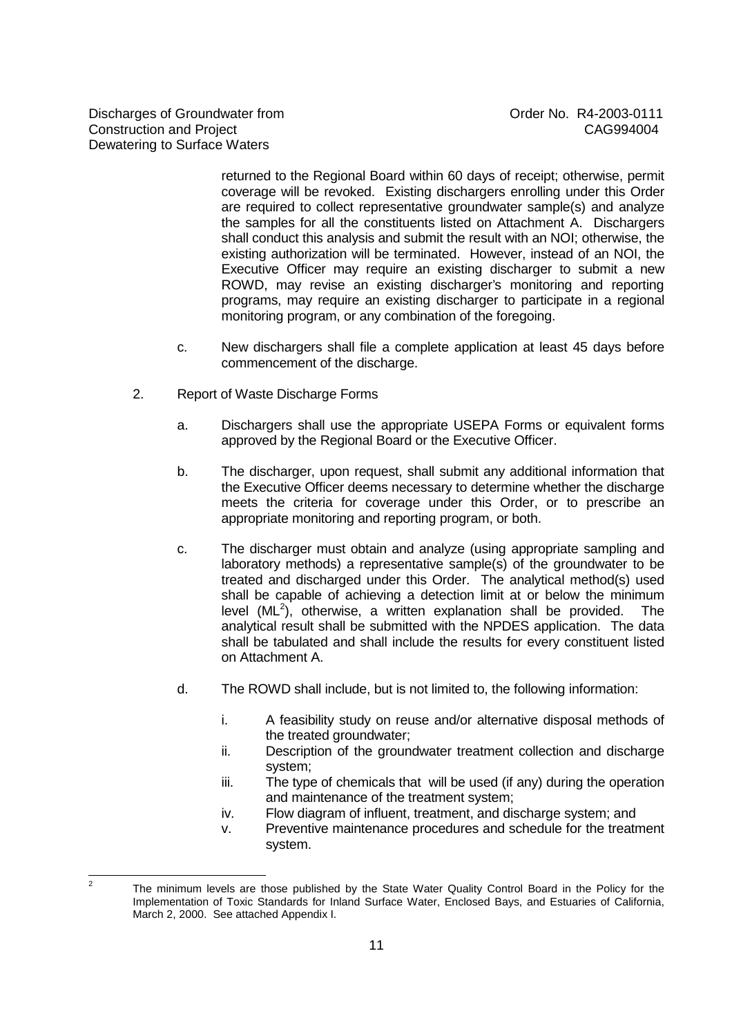returned to the Regional Board within 60 days of receipt; otherwise, permit coverage will be revoked. Existing dischargers enrolling under this Order are required to collect representative groundwater sample(s) and analyze the samples for all the constituents listed on Attachment A. Dischargers shall conduct this analysis and submit the result with an NOI; otherwise, the existing authorization will be terminated. However, instead of an NOI, the Executive Officer may require an existing discharger to submit a new ROWD, may revise an existing discharger's monitoring and reporting programs, may require an existing discharger to participate in a regional monitoring program, or any combination of the foregoing.

c. New dischargers shall file a complete application at least 45 days before commencement of the discharge.

2. Report of Waste Discharge Forms

a. Dischargers shall use the appropriate USEPA Forms or equivalent forms approved by the Regional Board or the Executive Officer.

b. The discharger, upon request, shall submit any additional information that the Executive Officer deems necessary to determine whether the discharge meets the criteria for coverage under this Order, or to prescribe an appropriate monitoring and reporting program, or both.

c. The discharger must obtain and analyze (using appropriate sampling and laboratory methods) a representative sample(s) of the groundwater to be treated and discharged under this Order. The analytical method(s) used shall be capable of achieving a detection limit at or below the minimum level (ML[2]), otherwise, a written explanation shall be provided. The analytical result shall be submitted with the NPDES application. The data shall be tabulated and shall include the results for every constituent listed on Attachment A.

d. The ROWD shall include, but is not limited to, the following information:

i. A feasibility study on reuse and/or alternative disposal methods of the treated groundwater;
ii. Description of the groundwater treatment collection and discharge system;
iii. The type of chemicals that will be used (if any) during the operation and maintenance of the treatment system;
iv. Flow diagram of influent, treatment, and discharge system; and
v. Preventive maintenance procedures and schedule for the treatment system.

[2] The minimum levels are those published by the State Water Quality Control Board in the Policy for the Implementation of Toxic Standards for Inland Surface Water, Enclosed Bays, and Estuaries of California, March 2, 2000. See attached Appendix I.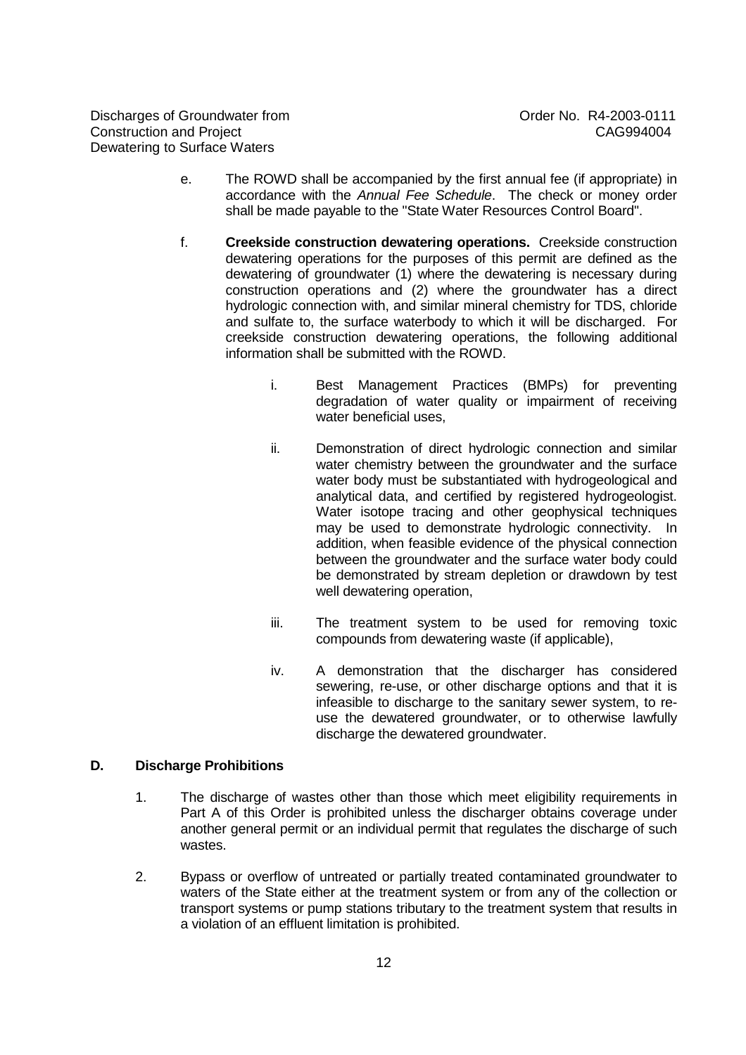e. The ROWD shall be accompanied by the first annual fee (if appropriate) in accordance with the *Annual Fee Schedule*. The check or money order shall be made payable to the "State Water Resources Control Board".

f. **Creekside construction dewatering operations.** Creekside construction dewatering operations for the purposes of this permit are defined as the dewatering of groundwater (1) where the dewatering is necessary during construction operations and (2) where the groundwater has a direct hydrologic connection with, and similar mineral chemistry for TDS, chloride and sulfate to, the surface waterbody to which it will be discharged. For creekside construction dewatering operations, the following additional information shall be submitted with the ROWD.

   i. Best Management Practices (BMPs) for preventing degradation of water quality or impairment of receiving water beneficial uses,

   ii. Demonstration of direct hydrologic connection and similar water chemistry between the groundwater and the surface water body must be substantiated with hydrogeological and analytical data, and certified by registered hydrogeologist. Water isotope tracing and other geophysical techniques may be used to demonstrate hydrologic connectivity. In addition, when feasible evidence of the physical connection between the groundwater and the surface water body could be demonstrated by stream depletion or drawdown by test well dewatering operation,

   iii. The treatment system to be used for removing toxic compounds from dewatering waste (if applicable),

   iv. A demonstration that the discharger has considered sewering, re-use, or other discharge options and that it is infeasible to discharge to the sanitary sewer system, to re-use the dewatered groundwater, or to otherwise lawfully discharge the dewatered groundwater.

## D. Discharge Prohibitions

1. The discharge of wastes other than those which meet eligibility requirements in Part A of this Order is prohibited unless the discharger obtains coverage under another general permit or an individual permit that regulates the discharge of such wastes.

2. Bypass or overflow of untreated or partially treated contaminated groundwater to waters of the State either at the treatment system or from any of the collection or transport systems or pump stations tributary to the treatment system that results in a violation of an effluent limitation is prohibited.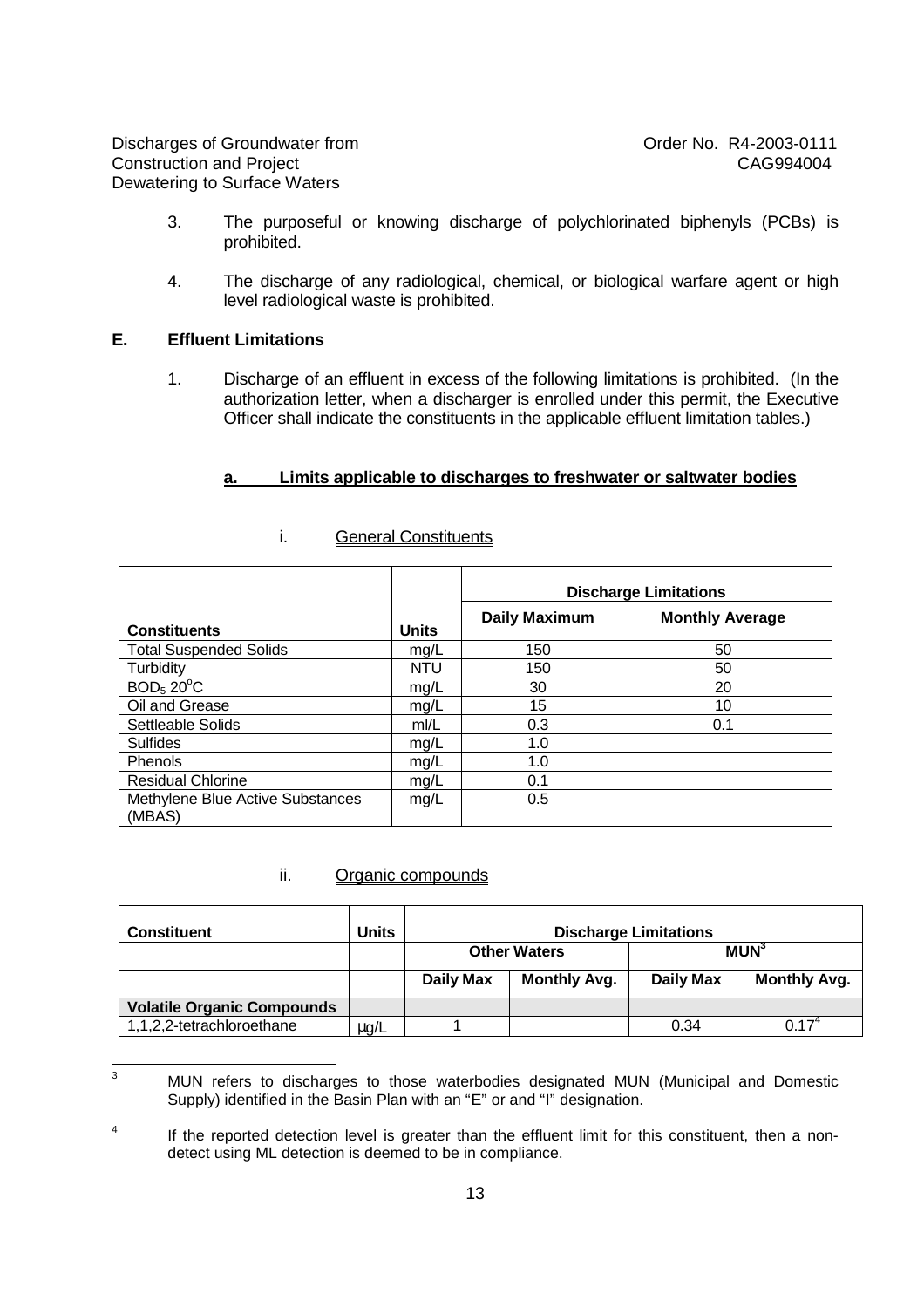3. The purposeful or knowing discharge of polychlorinated biphenyls (PCBs) is prohibited.

4. The discharge of any radiological, chemical, or biological warfare agent or high level radiological waste is prohibited.

## E. Effluent Limitations

1. Discharge of an effluent in excess of the following limitations is prohibited. (In the authorization letter, when a discharger is enrolled under this permit, the Executive Officer shall indicate the constituents in the applicable effluent limitation tables.)

### a. Limits applicable to discharges to freshwater or saltwater bodies

i. General Constituents

| Constituents | Units | Discharge Limitations | |
|---|---|---|---|
| | | **Daily Maximum** | **Monthly Average** |
| Total Suspended Solids | mg/L | 150 | 50 |
| Turbidity | NTU | 150 | 50 |
| $BOD_5$ 20°C | mg/L | 30 | 20 |
| Oil and Grease | mg/L | 15 | 10 |
| Settleable Solids | ml/L | 0.3 | 0.1 |
| Sulfides | mg/L | 1.0 | |
| Phenols | mg/L | 1.0 | |
| Residual Chlorine | mg/L | 0.1 | |
| Methylene Blue Active Substances (MBAS) | mg/L | 0.5 | |

ii. Organic compounds

| Constituent | Units | Discharge Limitations | | | |
|---|---|---|---|---|---|
| | | Other Waters | | MUN[3] | |
| | | **Daily Max** | **Monthly Avg.** | **Daily Max** | **Monthly Avg.** |
| **Volatile Organic Compounds** | | | | | |
| 1,1,2,2-tetrachloroethane | µg/L | 1 | | 0.34 | 0.17[4] |

[3] MUN refers to discharges to those waterbodies designated MUN (Municipal and Domestic Supply) identified in the Basin Plan with an "E" or and "I" designation.

[4] If the reported detection level is greater than the effluent limit for this constituent, then a non-detect using ML detection is deemed to be in compliance.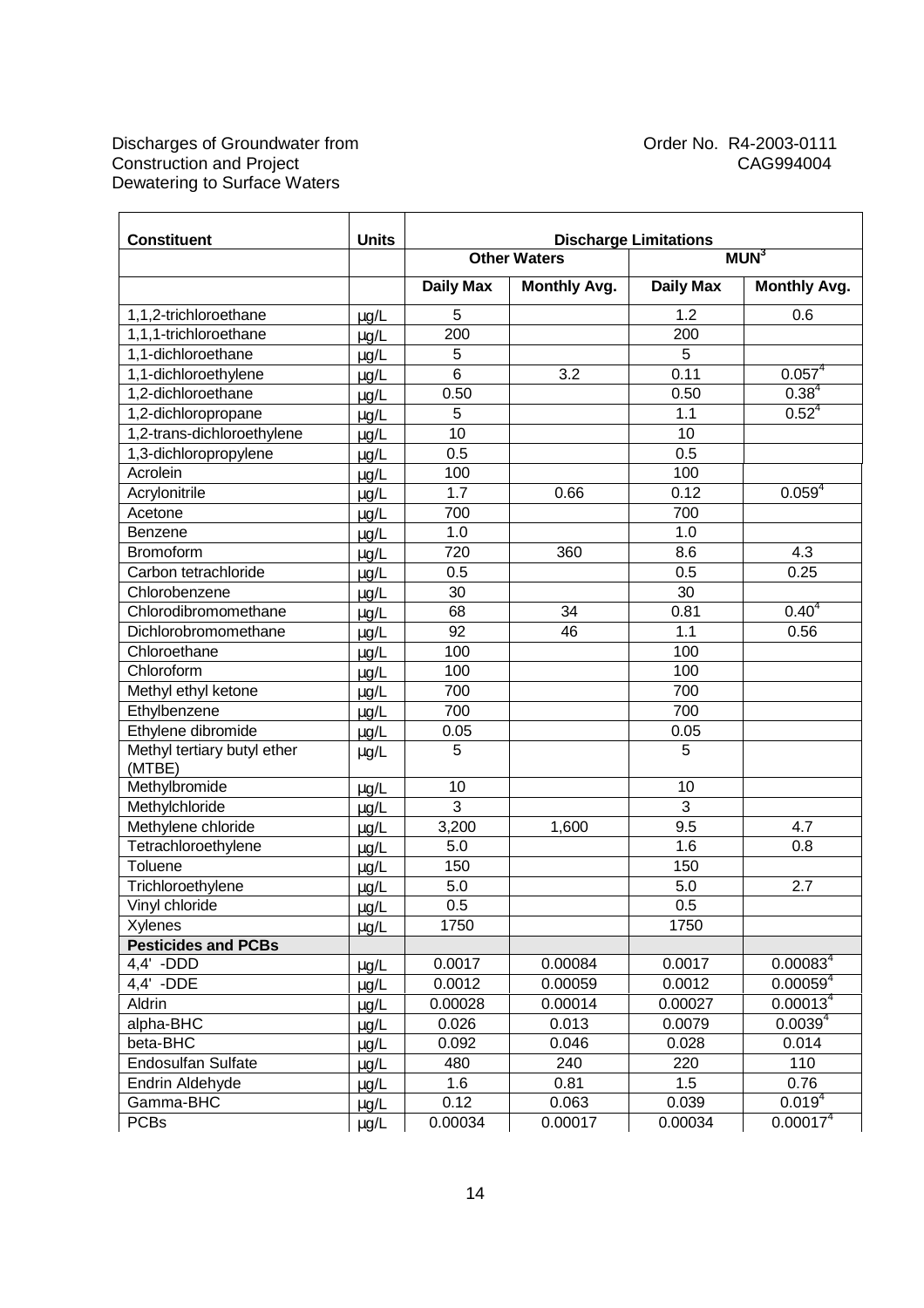| Constituent | Units | Discharge Limitations | | | |
|---|---|---|---|---|---|
| | | Other Waters | | MUN[3] | |
| | | Daily Max | Monthly Avg. | Daily Max | Monthly Avg. |
| 1,1,2-trichloroethane | µg/L | 5 | | 1.2 | 0.6 |
| 1,1,1-trichloroethane | µg/L | 200 | | 200 | |
| 1,1-dichloroethane | µg/L | 5 | | 5 | |
| 1,1-dichloroethylene | µg/L | 6 | 3.2 | 0.11 | 0.057[4] |
| 1,2-dichloroethane | µg/L | 0.50 | | 0.50 | 0.38[4] |
| 1,2-dichloropropane | µg/L | 5 | | 1.1 | 0.52[4] |
| 1,2-trans-dichloroethylene | µg/L | 10 | | 10 | |
| 1,3-dichloropropylene | µg/L | 0.5 | | 0.5 | |
| Acrolein | µg/L | 100 | | 100 | |
| Acrylonitrile | µg/L | 1.7 | 0.66 | 0.12 | 0.059[4] |
| Acetone | µg/L | 700 | | 700 | |
| Benzene | µg/L | 1.0 | | 1.0 | |
| Bromoform | µg/L | 720 | 360 | 8.6 | 4.3 |
| Carbon tetrachloride | µg/L | 0.5 | | 0.5 | 0.25 |
| Chlorobenzene | µg/L | 30 | | 30 | |
| Chlorodibromomethane | µg/L | 68 | 34 | 0.81 | 0.40[4] |
| Dichlorobromomethane | µg/L | 92 | 46 | 1.1 | 0.56 |
| Chloroethane | µg/L | 100 | | 100 | |
| Chloroform | µg/L | 100 | | 100 | |
| Methyl ethyl ketone | µg/L | 700 | | 700 | |
| Ethylbenzene | µg/L | 700 | | 700 | |
| Ethylene dibromide | µg/L | 0.05 | | 0.05 | |
| Methyl tertiary butyl ether (MTBE) | µg/L | 5 | | 5 | |
| Methylbromide | µg/L | 10 | | 10 | |
| Methylchloride | µg/L | 3 | | 3 | |
| Methylene chloride | µg/L | 3,200 | 1,600 | 9.5 | 4.7 |
| Tetrachloroethylene | µg/L | 5.0 | | 1.6 | 0.8 |
| Toluene | µg/L | 150 | | 150 | |
| Trichloroethylene | µg/L | 5.0 | | 5.0 | 2.7 |
| Vinyl chloride | µg/L | 0.5 | | 0.5 | |
| Xylenes | µg/L | 1750 | | 1750 | |
| **Pesticides and PCBs** | | | | | |
| 4,4' -DDD | µg/L | 0.0017 | 0.00084 | 0.0017 | 0.00083[4] |
| 4,4' -DDE | µg/L | 0.0012 | 0.00059 | 0.0012 | 0.00059[4] |
| Aldrin | µg/L | 0.00028 | 0.00014 | 0.00027 | 0.00013[4] |
| alpha-BHC | µg/L | 0.026 | 0.013 | 0.0079 | 0.0039[4] |
| beta-BHC | µg/L | 0.092 | 0.046 | 0.028 | 0.014 |
| Endosulfan Sulfate | µg/L | 480 | 240 | 220 | 110 |
| Endrin Aldehyde | µg/L | 1.6 | 0.81 | 1.5 | 0.76 |
| Gamma-BHC | µg/L | 0.12 | 0.063 | 0.039 | 0.019[4] |
| PCBs | µg/L | 0.00034 | 0.00017 | 0.00034 | 0.00017[4] |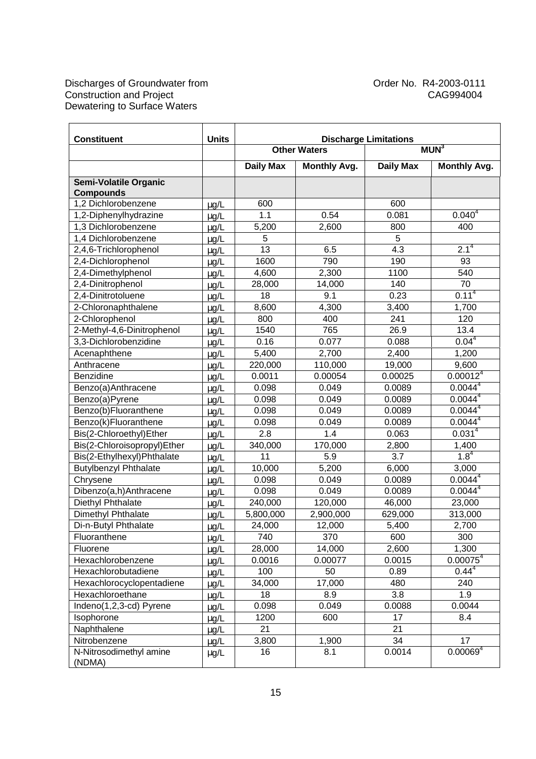| Constituent | Units | Discharge Limitations | | | |
|---|---|---|---|---|---|
| | | Other Waters | | MUN[3] | |
| | | Daily Max | Monthly Avg. | Daily Max | Monthly Avg. |
| **Semi-Volatile Organic Compounds** | | | | | |
| 1,2 Dichlorobenzene | µg/L | 600 | | 600 | |
| 1,2-Diphenylhydrazine | µg/L | 1.1 | 0.54 | 0.081 | 0.040[4] |
| 1,3 Dichlorobenzene | µg/L | 5,200 | 2,600 | 800 | 400 |
| 1,4 Dichlorobenzene | µg/L | 5 | | 5 | |
| 2,4,6-Trichlorophenol | µg/L | 13 | 6.5 | 4.3 | 2.1[4] |
| 2,4-Dichlorophenol | µg/L | 1600 | 790 | 190 | 93 |
| 2,4-Dimethylphenol | µg/L | 4,600 | 2,300 | 1100 | 540 |
| 2,4-Dinitrophenol | µg/L | 28,000 | 14,000 | 140 | 70 |
| 2,4-Dinitrotoluene | µg/L | 18 | 9.1 | 0.23 | 0.11[4] |
| 2-Chloronaphthalene | µg/L | 8,600 | 4,300 | 3,400 | 1,700 |
| 2-Chlorophenol | µg/L | 800 | 400 | 241 | 120 |
| 2-Methyl-4,6-Dinitrophenol | µg/L | 1540 | 765 | 26.9 | 13.4 |
| 3,3-Dichlorobenzidine | µg/L | 0.16 | 0.077 | 0.088 | 0.04[4] |
| Acenaphthene | µg/L | 5,400 | 2,700 | 2,400 | 1,200 |
| Anthracene | µg/L | 220,000 | 110,000 | 19,000 | 9,600 |
| Benzidine | µg/L | 0.0011 | 0.00054 | 0.00025 | 0.00012[4] |
| Benzo(a)Anthracene | µg/L | 0.098 | 0.049 | 0.0089 | 0.0044[4] |
| Benzo(a)Pyrene | µg/L | 0.098 | 0.049 | 0.0089 | 0.0044[4] |
| Benzo(b)Fluoranthene | µg/L | 0.098 | 0.049 | 0.0089 | 0.0044[4] |
| Benzo(k)Fluoranthene | µg/L | 0.098 | 0.049 | 0.0089 | 0.0044[4] |
| Bis(2-Chloroethyl)Ether | µg/L | 2.8 | 1.4 | 0.063 | 0.031[4] |
| Bis(2-Chloroisopropyl)Ether | µg/L | 340,000 | 170,000 | 2,800 | 1,400 |
| Bis(2-Ethylhexyl)Phthalate | µg/L | 11 | 5.9 | 3.7 | 1.8[4] |
| Butylbenzyl Phthalate | µg/L | 10,000 | 5,200 | 6,000 | 3,000 |
| Chrysene | µg/L | 0.098 | 0.049 | 0.0089 | 0.0044[4] |
| Dibenzo(a,h)Anthracene | µg/L | 0.098 | 0.049 | 0.0089 | 0.0044[4] |
| Diethyl Phthalate | µg/L | 240,000 | 120,000 | 46,000 | 23,000 |
| Dimethyl Phthalate | µg/L | 5,800,000 | 2,900,000 | 629,000 | 313,000 |
| Di-n-Butyl Phthalate | µg/L | 24,000 | 12,000 | 5,400 | 2,700 |
| Fluoranthene | µg/L | 740 | 370 | 600 | 300 |
| Fluorene | µg/L | 28,000 | 14,000 | 2,600 | 1,300 |
| Hexachlorobenzene | µg/L | 0.0016 | 0.00077 | 0.0015 | 0.00075[4] |
| Hexachlorobutadiene | µg/L | 100 | 50 | 0.89 | 0.44[4] |
| Hexachlorocyclopentadiene | µg/L | 34,000 | 17,000 | 480 | 240 |
| Hexachloroethane | µg/L | 18 | 8.9 | 3.8 | 1.9 |
| Indeno(1,2,3-cd) Pyrene | µg/L | 0.098 | 0.049 | 0.0088 | 0.0044 |
| Isophorone | µg/L | 1200 | 600 | 17 | 8.4 |
| Naphthalene | µg/L | 21 | | 21 | |
| Nitrobenzene | µg/L | 3,800 | 1,900 | 34 | 17 |
| N-Nitrosodimethyl amine (NDMA) | µg/L | 16 | 8.1 | 0.0014 | 0.00069[4] |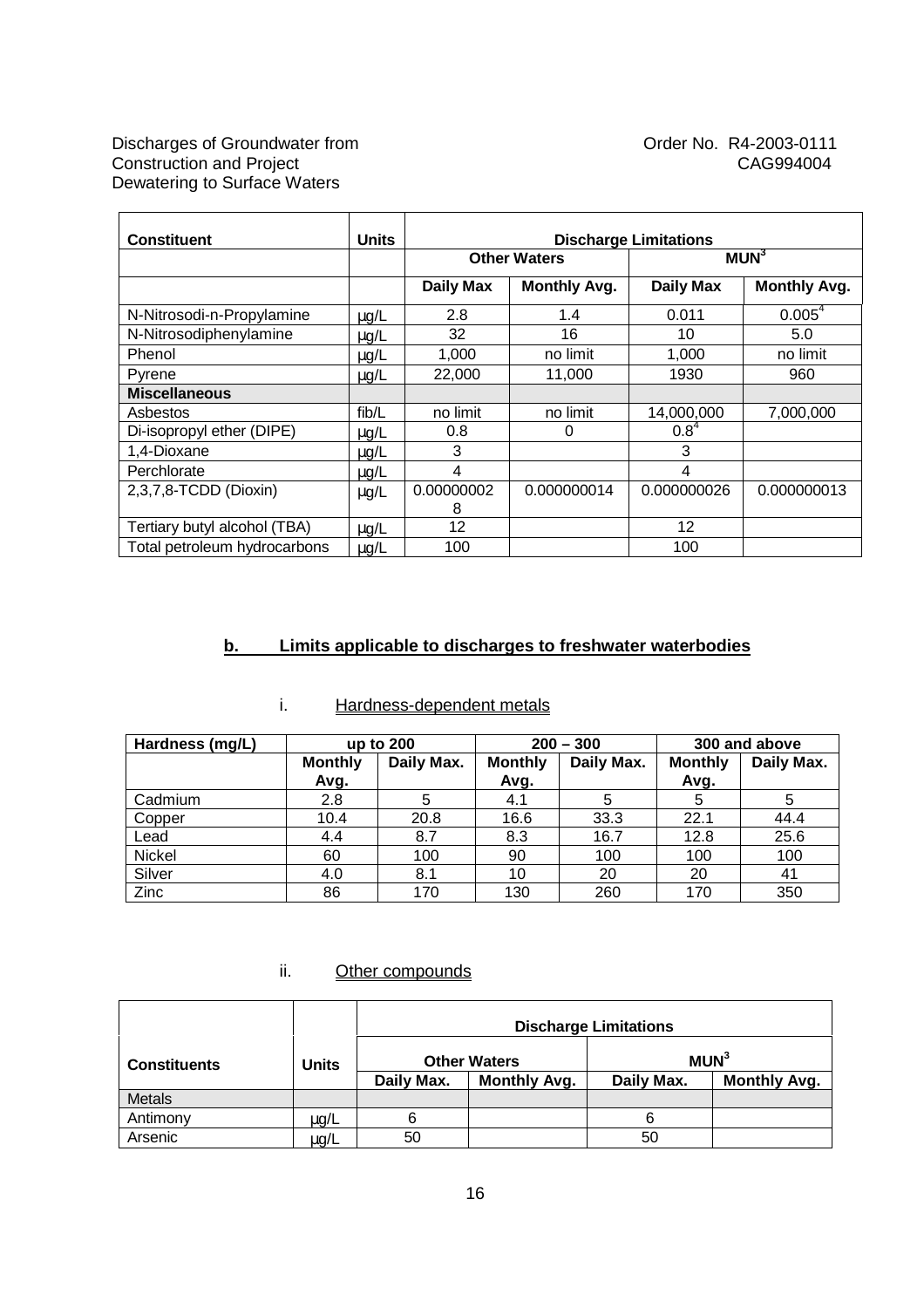| Constituent | Units | Discharge Limitations | | | |
|---|---|---|---|---|---|
| | | Other Waters | | MUN[3] | |
| | | Daily Max | Monthly Avg. | Daily Max | Monthly Avg. |
| N-Nitrosodi-n-Propylamine | µg/L | 2.8 | 1.4 | 0.011 | 0.005[4] |
| N-Nitrosodiphenylamine | µg/L | 32 | 16 | 10 | 5.0 |
| Phenol | µg/L | 1,000 | no limit | 1,000 | no limit |
| Pyrene | µg/L | 22,000 | 11,000 | 1930 | 960 |
| **Miscellaneous** | | | | | |
| Asbestos | fib/L | no limit | no limit | 14,000,000 | 7,000,000 |
| Di-isopropyl ether (DIPE) | µg/L | 0.8 | 0 | 0.8[4] | |
| 1,4-Dioxane | µg/L | 3 | | 3 | |
| Perchlorate | µg/L | 4 | | 4 | |
| 2,3,7,8-TCDD (Dioxin) | µg/L | 0.000000028 | 0.000000014 | 0.000000026 | 0.000000013 |
| Tertiary butyl alcohol (TBA) | µg/L | 12 | | 12 | |
| Total petroleum hydrocarbons | µg/L | 100 | | 100 | |

**b. Limits applicable to discharges to freshwater waterbodies**

i. Hardness-dependent metals

| Hardness (mg/L) | up to 200 | | 200 – 300 | | 300 and above | |
|---|---|---|---|---|---|---|
| | Monthly Avg. | Daily Max. | Monthly Avg. | Daily Max. | Monthly Avg. | Daily Max. |
| Cadmium | 2.8 | 5 | 4.1 | 5 | 5 | 5 |
| Copper | 10.4 | 20.8 | 16.6 | 33.3 | 22.1 | 44.4 |
| Lead | 4.4 | 8.7 | 8.3 | 16.7 | 12.8 | 25.6 |
| Nickel | 60 | 100 | 90 | 100 | 100 | 100 |
| Silver | 4.0 | 8.1 | 10 | 20 | 20 | 41 |
| Zinc | 86 | 170 | 130 | 260 | 170 | 350 |

ii. Other compounds

| Constituents | Units | Discharge Limitations | | | |
|---|---|---|---|---|---|
| | | Other Waters | | MUN[3] | |
| | | Daily Max. | Monthly Avg. | Daily Max. | Monthly Avg. |
| Metals | | | | | |
| Antimony | µg/L | 6 | | 6 | |
| Arsenic | µg/L | 50 | | 50 | |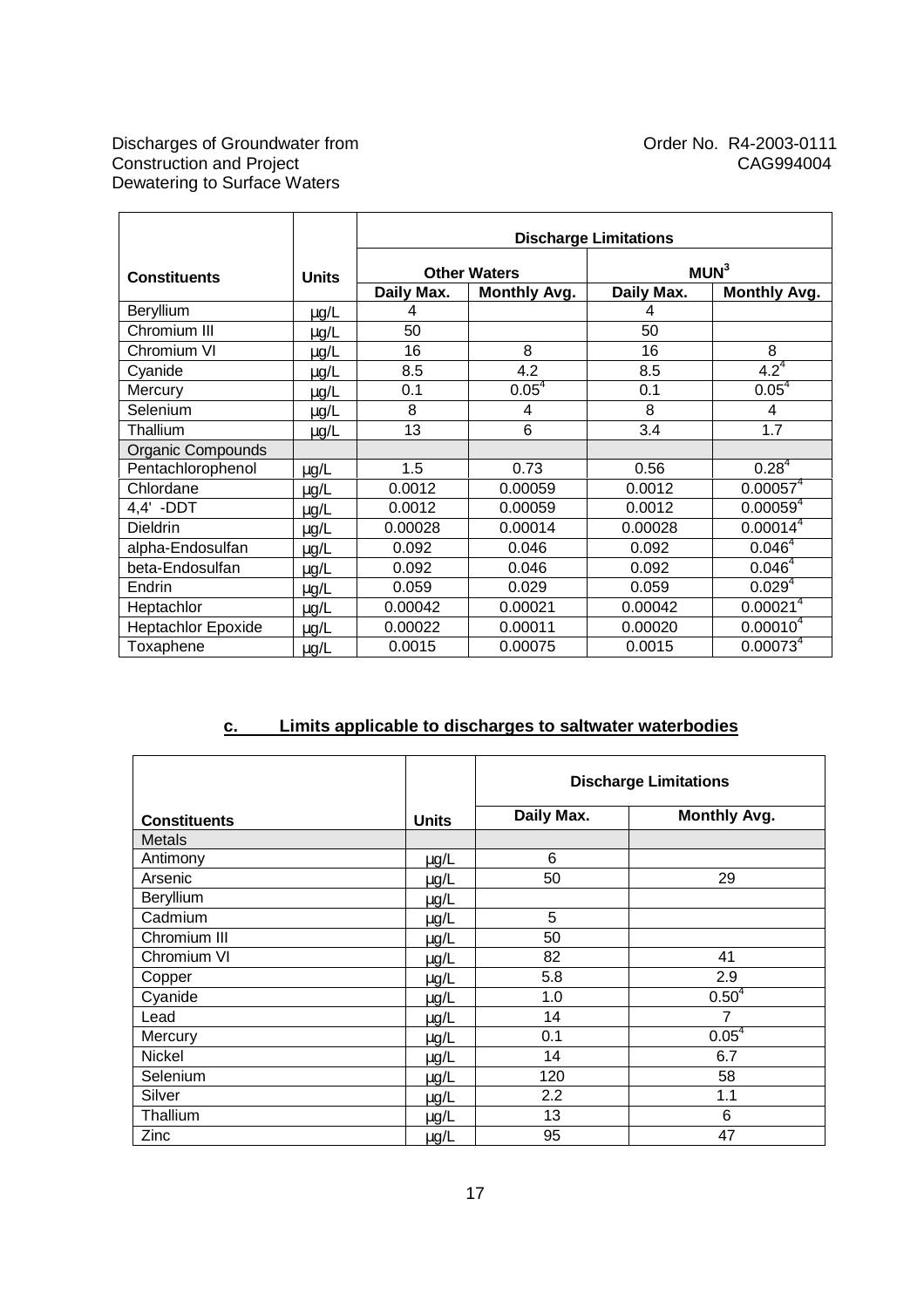| Constituents | Units | Discharge Limitations | | | |
|---|---|---|---|---|---|
| | | Other Waters | | MUN[3] | |
| | | Daily Max. | Monthly Avg. | Daily Max. | Monthly Avg. |
| Beryllium | µg/L | 4 | | 4 | |
| Chromium III | µg/L | 50 | | 50 | |
| Chromium VI | µg/L | 16 | 8 | 16 | 8 |
| Cyanide | µg/L | 8.5 | 4.2 | 8.5 | 4.2[4] |
| Mercury | µg/L | 0.1 | 0.05[4] | 0.1 | 0.05[4] |
| Selenium | µg/L | 8 | 4 | 8 | 4 |
| Thallium | µg/L | 13 | 6 | 3.4 | 1.7 |
| Organic Compounds | | | | | |
| Pentachlorophenol | µg/L | 1.5 | 0.73 | 0.56 | 0.28[4] |
| Chlordane | µg/L | 0.0012 | 0.00059 | 0.0012 | 0.00057[4] |
| 4,4' -DDT | µg/L | 0.0012 | 0.00059 | 0.0012 | 0.00059[4] |
| Dieldrin | µg/L | 0.00028 | 0.00014 | 0.00028 | 0.00014[4] |
| alpha-Endosulfan | µg/L | 0.092 | 0.046 | 0.092 | 0.046[4] |
| beta-Endosulfan | µg/L | 0.092 | 0.046 | 0.092 | 0.046[4] |
| Endrin | µg/L | 0.059 | 0.029 | 0.059 | 0.029[4] |
| Heptachlor | µg/L | 0.00042 | 0.00021 | 0.00042 | 0.00021[4] |
| Heptachlor Epoxide | µg/L | 0.00022 | 0.00011 | 0.00020 | 0.00010[4] |
| Toxaphene | µg/L | 0.0015 | 0.00075 | 0.0015 | 0.00073[4] |

**c. Limits applicable to discharges to saltwater waterbodies**

| Constituents | Units | Discharge Limitations | |
|---|---|---|---|
| | | Daily Max. | Monthly Avg. |
| Metals | | | |
| Antimony | µg/L | 6 | |
| Arsenic | µg/L | 50 | 29 |
| Beryllium | µg/L | | |
| Cadmium | µg/L | 5 | |
| Chromium III | µg/L | 50 | |
| Chromium VI | µg/L | 82 | 41 |
| Copper | µg/L | 5.8 | 2.9 |
| Cyanide | µg/L | 1.0 | 0.50[4] |
| Lead | µg/L | 14 | 7 |
| Mercury | µg/L | 0.1 | 0.05[4] |
| Nickel | µg/L | 14 | 6.7 |
| Selenium | µg/L | 120 | 58 |
| Silver | µg/L | 2.2 | 1.1 |
| Thallium | µg/L | 13 | 6 |
| Zinc | µg/L | 95 | 47 |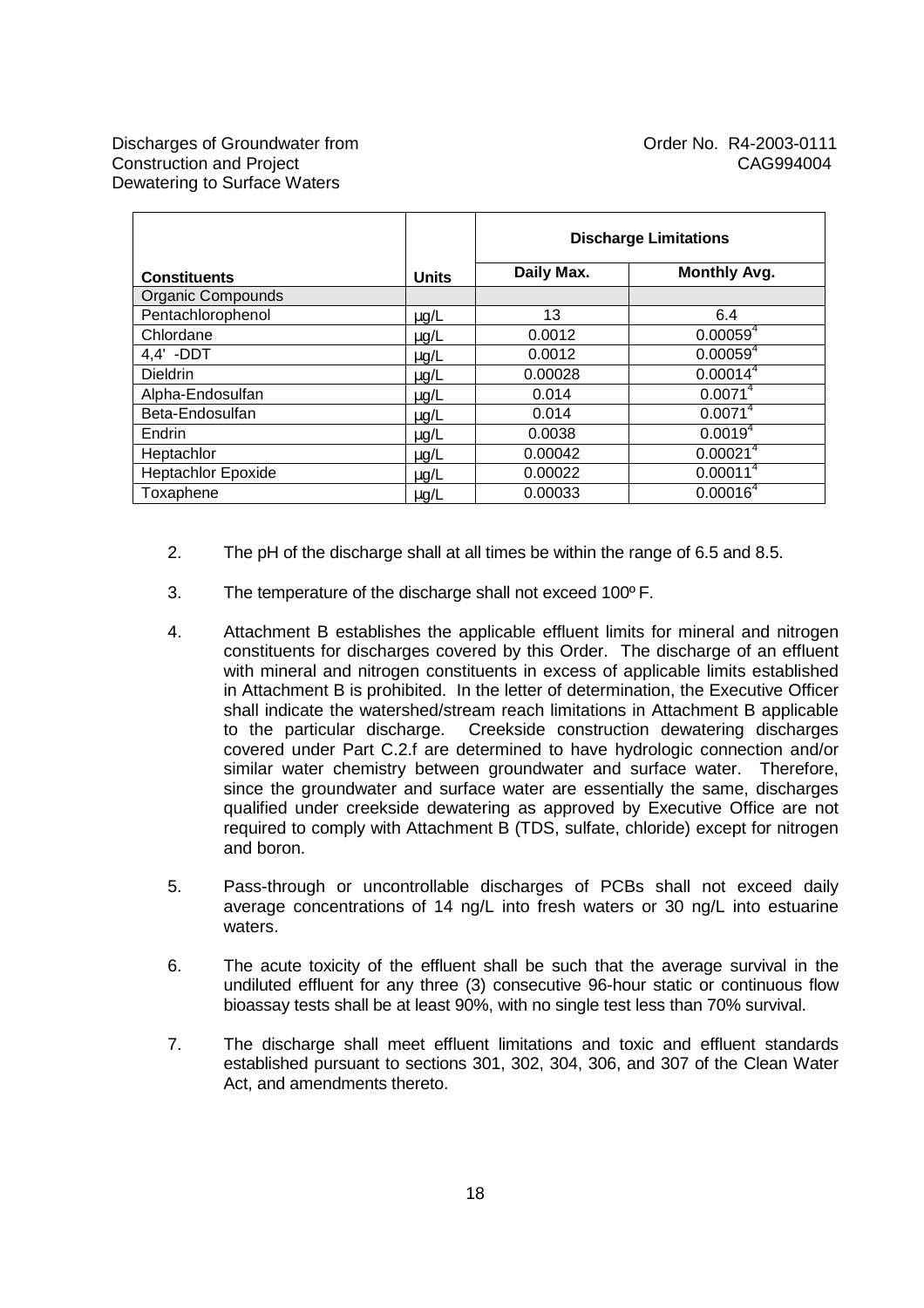| Constituents | Units | Discharge Limitations | |
|---|---|---|---|
| | | Daily Max. | Monthly Avg. |
| Organic Compounds | | | |
| Pentachlorophenol | µg/L | 13 | 6.4 |
| Chlordane | µg/L | 0.0012 | 0.00059[4] |
| 4,4' -DDT | µg/L | 0.0012 | 0.00059[4] |
| Dieldrin | µg/L | 0.00028 | 0.00014[4] |
| Alpha-Endosulfan | µg/L | 0.014 | 0.0071[4] |
| Beta-Endosulfan | µg/L | 0.014 | 0.0071[4] |
| Endrin | µg/L | 0.0038 | 0.0019[4] |
| Heptachlor | µg/L | 0.00042 | 0.00021[4] |
| Heptachlor Epoxide | µg/L | 0.00022 | 0.00011[4] |
| Toxaphene | µg/L | 0.00033 | 0.00016[4] |

2. The pH of the discharge shall at all times be within the range of 6.5 and 8.5.

3. The temperature of the discharge shall not exceed 100º F.

4. Attachment B establishes the applicable effluent limits for mineral and nitrogen constituents for discharges covered by this Order. The discharge of an effluent with mineral and nitrogen constituents in excess of applicable limits established in Attachment B is prohibited. In the letter of determination, the Executive Officer shall indicate the watershed/stream reach limitations in Attachment B applicable to the particular discharge. Creekside construction dewatering discharges covered under Part C.2.f are determined to have hydrologic connection and/or similar water chemistry between groundwater and surface water. Therefore, since the groundwater and surface water are essentially the same, discharges qualified under creekside dewatering as approved by Executive Office are not required to comply with Attachment B (TDS, sulfate, chloride) except for nitrogen and boron.

5. Pass-through or uncontrollable discharges of PCBs shall not exceed daily average concentrations of 14 ng/L into fresh waters or 30 ng/L into estuarine waters.

6. The acute toxicity of the effluent shall be such that the average survival in the undiluted effluent for any three (3) consecutive 96-hour static or continuous flow bioassay tests shall be at least 90%, with no single test less than 70% survival.

7. The discharge shall meet effluent limitations and toxic and effluent standards established pursuant to sections 301, 302, 304, 306, and 307 of the Clean Water Act, and amendments thereto.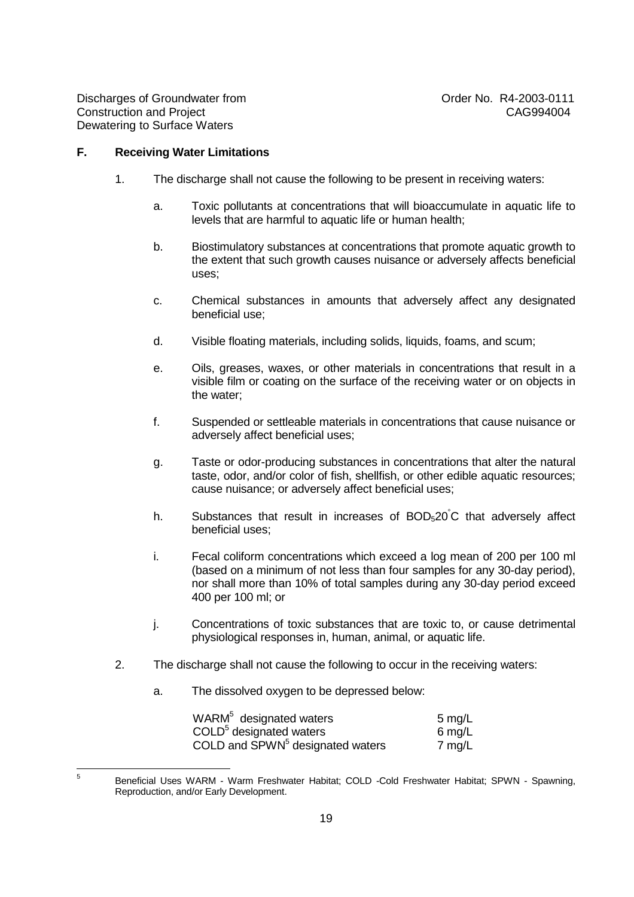### F. Receiving Water Limitations

1. The discharge shall not cause the following to be present in receiving waters:

   a. Toxic pollutants at concentrations that will bioaccumulate in aquatic life to levels that are harmful to aquatic life or human health;

   b. Biostimulatory substances at concentrations that promote aquatic growth to the extent that such growth causes nuisance or adversely affects beneficial uses;

   c. Chemical substances in amounts that adversely affect any designated beneficial use;

   d. Visible floating materials, including solids, liquids, foams, and scum;

   e. Oils, greases, waxes, or other materials in concentrations that result in a visible film or coating on the surface of the receiving water or on objects in the water;

   f. Suspended or settleable materials in concentrations that cause nuisance or adversely affect beneficial uses;

   g. Taste or odor-producing substances in concentrations that alter the natural taste, odor, and/or color of fish, shellfish, or other edible aquatic resources; cause nuisance; or adversely affect beneficial uses;

   h. Substances that result in increases of $BOD_5 20^{\circ}C$ that adversely affect beneficial uses;

   i. Fecal coliform concentrations which exceed a log mean of 200 per 100 ml (based on a minimum of not less than four samples for any 30-day period), nor shall more than 10% of total samples during any 30-day period exceed 400 per 100 ml; or

   j. Concentrations of toxic substances that are toxic to, or cause detrimental physiological responses in, human, animal, or aquatic life.

2. The discharge shall not cause the following to occur in the receiving waters:

   a. The dissolved oxygen to be depressed below:

| | |
|---|---|
| WARM[5] designated waters | 5 mg/L |
| COLD[5] designated waters | 6 mg/L |
| COLD and SPWN[5] designated waters | 7 mg/L |

[5] Beneficial Uses WARM - Warm Freshwater Habitat; COLD -Cold Freshwater Habitat; SPWN - Spawning, Reproduction, and/or Early Development.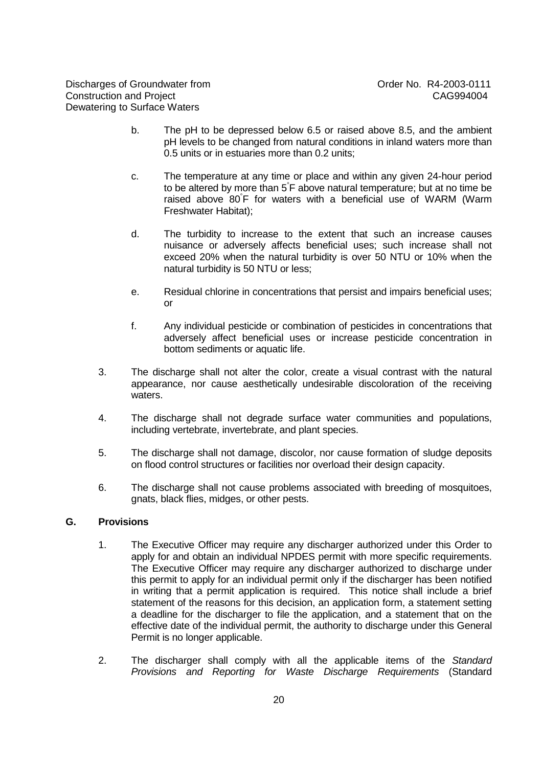b. The pH to be depressed below 6.5 or raised above 8.5, and the ambient pH levels to be changed from natural conditions in inland waters more than 0.5 units or in estuaries more than 0.2 units;

c. The temperature at any time or place and within any given 24-hour period to be altered by more than 5°F above natural temperature; but at no time be raised above 80°F for waters with a beneficial use of WARM (Warm Freshwater Habitat);

d. The turbidity to increase to the extent that such an increase causes nuisance or adversely affects beneficial uses; such increase shall not exceed 20% when the natural turbidity is over 50 NTU or 10% when the natural turbidity is 50 NTU or less;

e. Residual chlorine in concentrations that persist and impairs beneficial uses; or

f. Any individual pesticide or combination of pesticides in concentrations that adversely affect beneficial uses or increase pesticide concentration in bottom sediments or aquatic life.

3. The discharge shall not alter the color, create a visual contrast with the natural appearance, nor cause aesthetically undesirable discoloration of the receiving waters.

4. The discharge shall not degrade surface water communities and populations, including vertebrate, invertebrate, and plant species.

5. The discharge shall not damage, discolor, nor cause formation of sludge deposits on flood control structures or facilities nor overload their design capacity.

6. The discharge shall not cause problems associated with breeding of mosquitoes, gnats, black flies, midges, or other pests.

## G. Provisions

1. The Executive Officer may require any discharger authorized under this Order to apply for and obtain an individual NPDES permit with more specific requirements. The Executive Officer may require any discharger authorized to discharge under this permit to apply for an individual permit only if the discharger has been notified in writing that a permit application is required. This notice shall include a brief statement of the reasons for this decision, an application form, a statement setting a deadline for the discharger to file the application, and a statement that on the effective date of the individual permit, the authority to discharge under this General Permit is no longer applicable.

2. The discharger shall comply with all the applicable items of the *Standard Provisions and Reporting for Waste Discharge Requirements* (Standard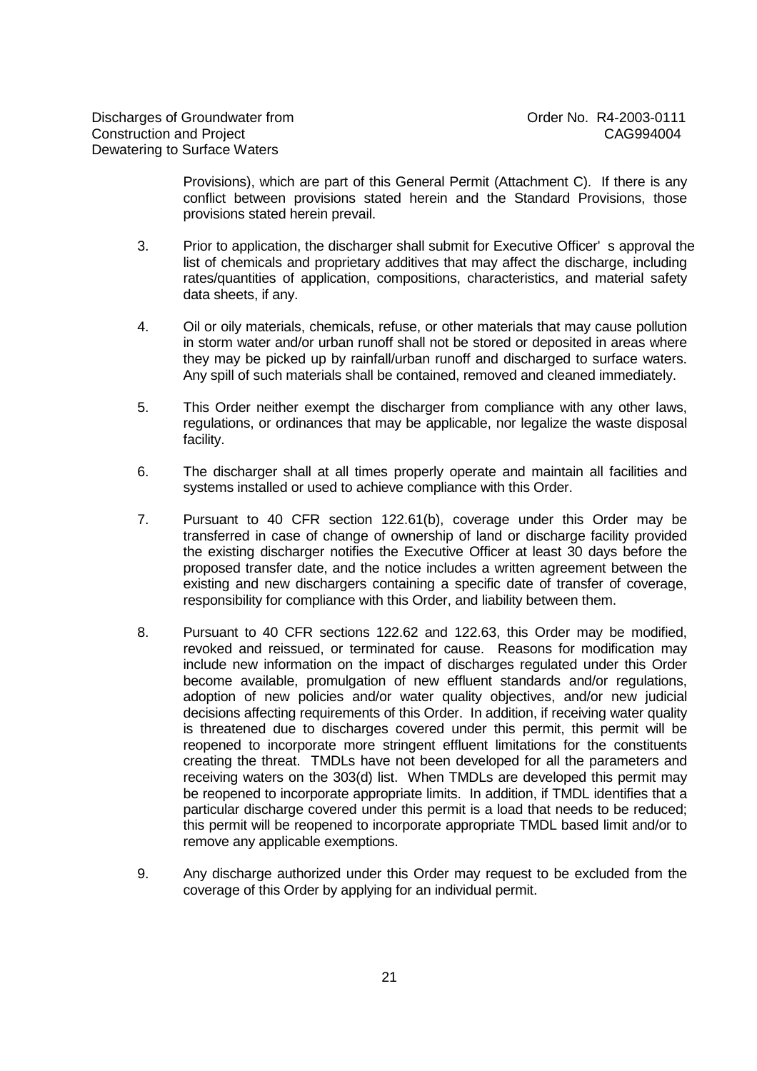Provisions), which are part of this General Permit (Attachment C). If there is any conflict between provisions stated herein and the Standard Provisions, those provisions stated herein prevail.

3. Prior to application, the discharger shall submit for Executive Officer' s approval the list of chemicals and proprietary additives that may affect the discharge, including rates/quantities of application, compositions, characteristics, and material safety data sheets, if any.

4. Oil or oily materials, chemicals, refuse, or other materials that may cause pollution in storm water and/or urban runoff shall not be stored or deposited in areas where they may be picked up by rainfall/urban runoff and discharged to surface waters. Any spill of such materials shall be contained, removed and cleaned immediately.

5. This Order neither exempt the discharger from compliance with any other laws, regulations, or ordinances that may be applicable, nor legalize the waste disposal facility.

6. The discharger shall at all times properly operate and maintain all facilities and systems installed or used to achieve compliance with this Order.

7. Pursuant to 40 CFR section 122.61(b), coverage under this Order may be transferred in case of change of ownership of land or discharge facility provided the existing discharger notifies the Executive Officer at least 30 days before the proposed transfer date, and the notice includes a written agreement between the existing and new dischargers containing a specific date of transfer of coverage, responsibility for compliance with this Order, and liability between them.

8. Pursuant to 40 CFR sections 122.62 and 122.63, this Order may be modified, revoked and reissued, or terminated for cause. Reasons for modification may include new information on the impact of discharges regulated under this Order become available, promulgation of new effluent standards and/or regulations, adoption of new policies and/or water quality objectives, and/or new judicial decisions affecting requirements of this Order. In addition, if receiving water quality is threatened due to discharges covered under this permit, this permit will be reopened to incorporate more stringent effluent limitations for the constituents creating the threat. TMDLs have not been developed for all the parameters and receiving waters on the 303(d) list. When TMDLs are developed this permit may be reopened to incorporate appropriate limits. In addition, if TMDL identifies that a particular discharge covered under this permit is a load that needs to be reduced; this permit will be reopened to incorporate appropriate TMDL based limit and/or to remove any applicable exemptions.

9. Any discharge authorized under this Order may request to be excluded from the coverage of this Order by applying for an individual permit.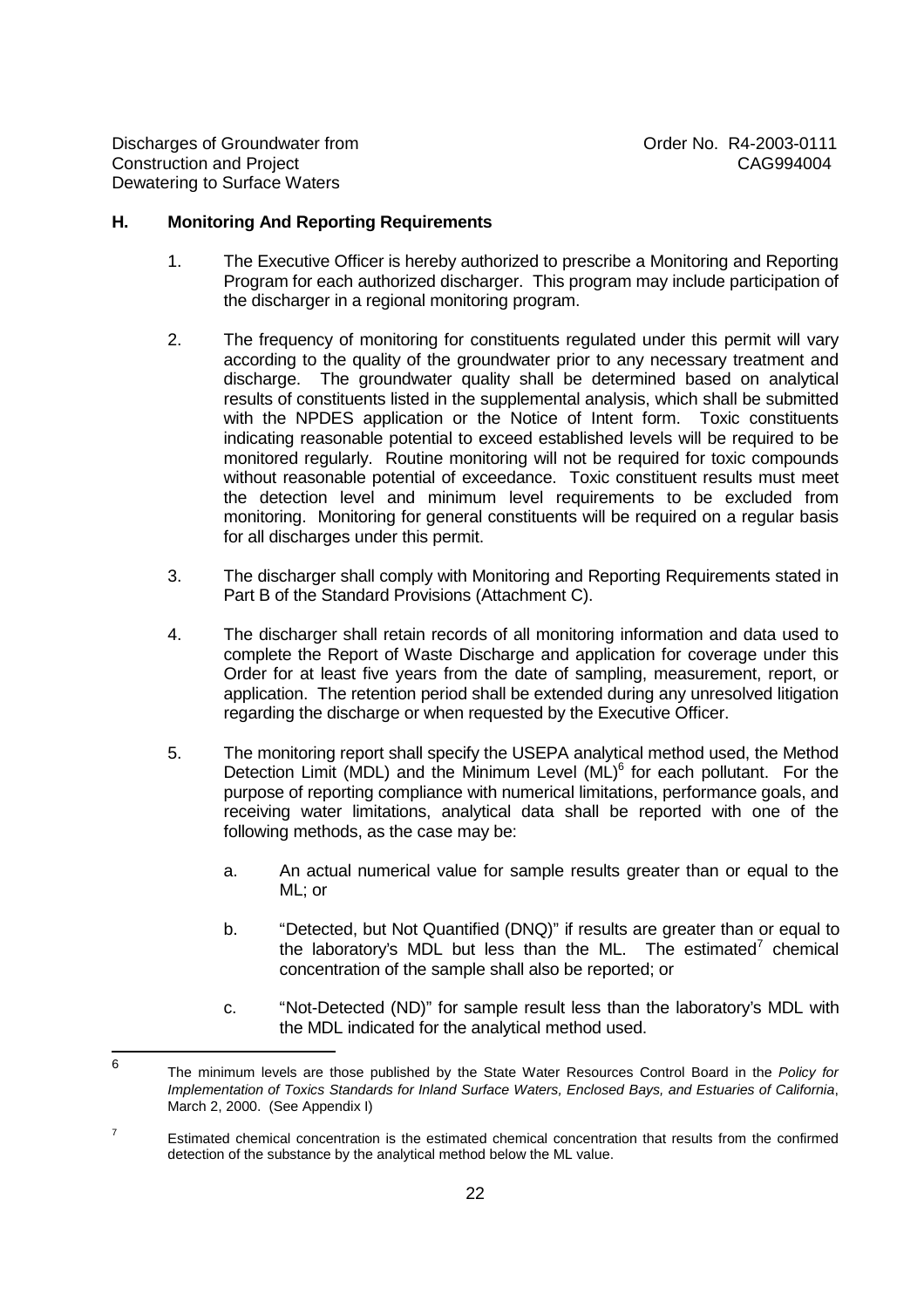## H. Monitoring And Reporting Requirements

1. The Executive Officer is hereby authorized to prescribe a Monitoring and Reporting Program for each authorized discharger. This program may include participation of the discharger in a regional monitoring program.

2. The frequency of monitoring for constituents regulated under this permit will vary according to the quality of the groundwater prior to any necessary treatment and discharge. The groundwater quality shall be determined based on analytical results of constituents listed in the supplemental analysis, which shall be submitted with the NPDES application or the Notice of Intent form. Toxic constituents indicating reasonable potential to exceed established levels will be required to be monitored regularly. Routine monitoring will not be required for toxic compounds without reasonable potential of exceedance. Toxic constituent results must meet the detection level and minimum level requirements to be excluded from monitoring. Monitoring for general constituents will be required on a regular basis for all discharges under this permit.

3. The discharger shall comply with Monitoring and Reporting Requirements stated in Part B of the Standard Provisions (Attachment C).

4. The discharger shall retain records of all monitoring information and data used to complete the Report of Waste Discharge and application for coverage under this Order for at least five years from the date of sampling, measurement, report, or application. The retention period shall be extended during any unresolved litigation regarding the discharge or when requested by the Executive Officer.

5. The monitoring report shall specify the USEPA analytical method used, the Method Detection Limit (MDL) and the Minimum Level (ML)[6] for each pollutant. For the purpose of reporting compliance with numerical limitations, performance goals, and receiving water limitations, analytical data shall be reported with one of the following methods, as the case may be:

   a. An actual numerical value for sample results greater than or equal to the ML; or

   b. "Detected, but Not Quantified (DNQ)" if results are greater than or equal to the laboratory's MDL but less than the ML. The estimated[7] chemical concentration of the sample shall also be reported; or

   c. "Not-Detected (ND)" for sample result less than the laboratory's MDL with the MDL indicated for the analytical method used.

---

[6] The minimum levels are those published by the State Water Resources Control Board in the *Policy for Implementation of Toxics Standards for Inland Surface Waters, Enclosed Bays, and Estuaries of California*, March 2, 2000. (See Appendix I)

[7] Estimated chemical concentration is the estimated chemical concentration that results from the confirmed detection of the substance by the analytical method below the ML value.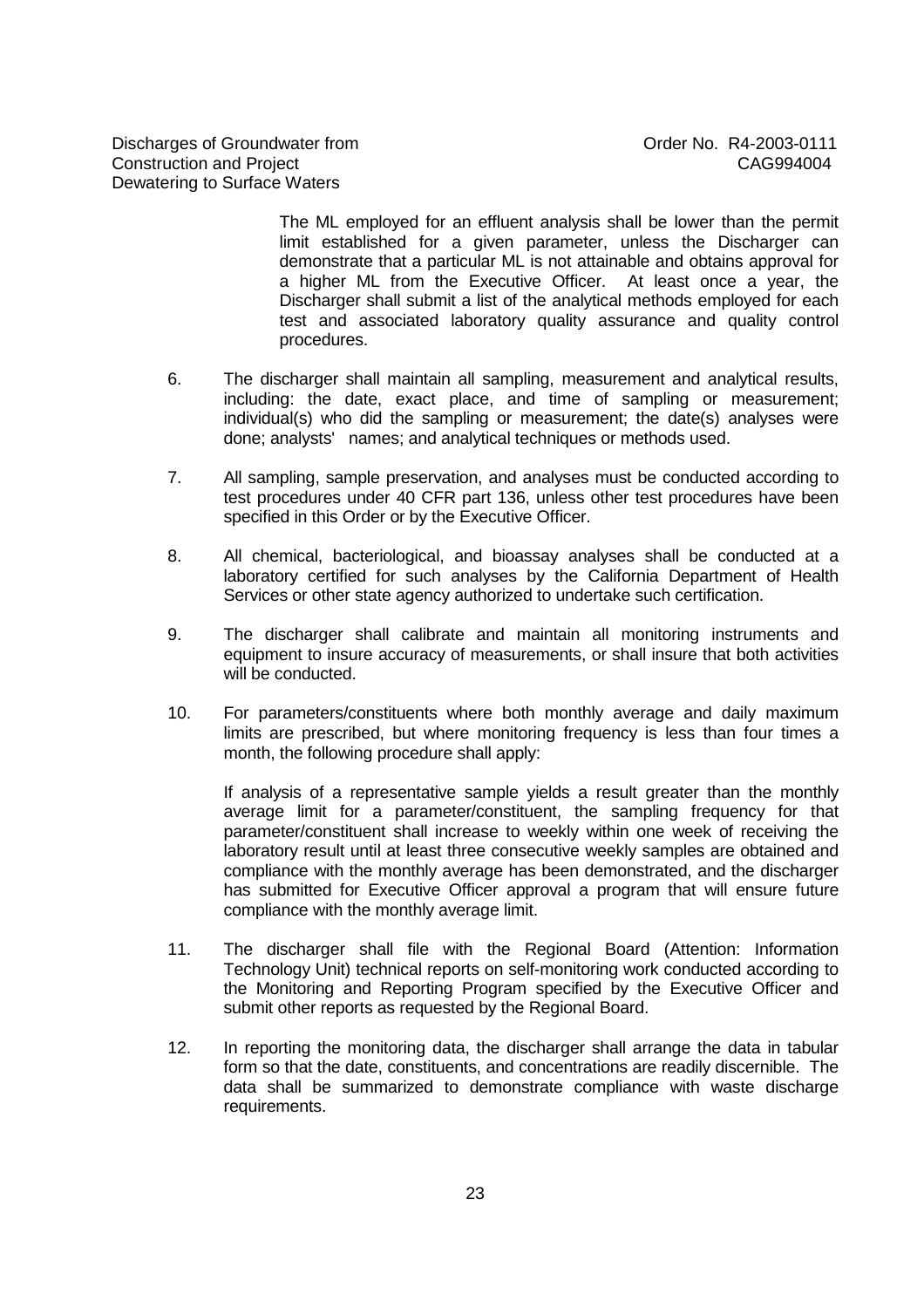The ML employed for an effluent analysis shall be lower than the permit limit established for a given parameter, unless the Discharger can demonstrate that a particular ML is not attainable and obtains approval for a higher ML from the Executive Officer. At least once a year, the Discharger shall submit a list of the analytical methods employed for each test and associated laboratory quality assurance and quality control procedures.

6. The discharger shall maintain all sampling, measurement and analytical results, including: the date, exact place, and time of sampling or measurement; individual(s) who did the sampling or measurement; the date(s) analyses were done; analysts' names; and analytical techniques or methods used.

7. All sampling, sample preservation, and analyses must be conducted according to test procedures under 40 CFR part 136, unless other test procedures have been specified in this Order or by the Executive Officer.

8. All chemical, bacteriological, and bioassay analyses shall be conducted at a laboratory certified for such analyses by the California Department of Health Services or other state agency authorized to undertake such certification.

9. The discharger shall calibrate and maintain all monitoring instruments and equipment to insure accuracy of measurements, or shall insure that both activities will be conducted.

10. For parameters/constituents where both monthly average and daily maximum limits are prescribed, but where monitoring frequency is less than four times a month, the following procedure shall apply:

    If analysis of a representative sample yields a result greater than the monthly average limit for a parameter/constituent, the sampling frequency for that parameter/constituent shall increase to weekly within one week of receiving the laboratory result until at least three consecutive weekly samples are obtained and compliance with the monthly average has been demonstrated, and the discharger has submitted for Executive Officer approval a program that will ensure future compliance with the monthly average limit.

11. The discharger shall file with the Regional Board (Attention: Information Technology Unit) technical reports on self-monitoring work conducted according to the Monitoring and Reporting Program specified by the Executive Officer and submit other reports as requested by the Regional Board.

12. In reporting the monitoring data, the discharger shall arrange the data in tabular form so that the date, constituents, and concentrations are readily discernible. The data shall be summarized to demonstrate compliance with waste discharge requirements.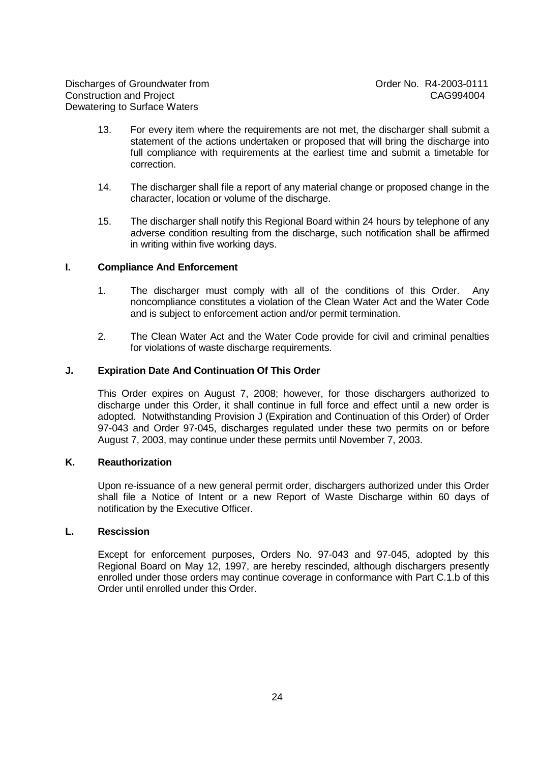13. For every item where the requirements are not met, the discharger shall submit a statement of the actions undertaken or proposed that will bring the discharge into full compliance with requirements at the earliest time and submit a timetable for correction.

14. The discharger shall file a report of any material change or proposed change in the character, location or volume of the discharge.

15. The discharger shall notify this Regional Board within 24 hours by telephone of any adverse condition resulting from the discharge, such notification shall be affirmed in writing within five working days.

## I. Compliance And Enforcement

1. The discharger must comply with all of the conditions of this Order. Any noncompliance constitutes a violation of the Clean Water Act and the Water Code and is subject to enforcement action and/or permit termination.

2. The Clean Water Act and the Water Code provide for civil and criminal penalties for violations of waste discharge requirements.

## J. Expiration Date And Continuation Of This Order

This Order expires on August 7, 2008; however, for those dischargers authorized to discharge under this Order, it shall continue in full force and effect until a new order is adopted. Notwithstanding Provision J (Expiration and Continuation of this Order) of Order 97-043 and Order 97-045, discharges regulated under these two permits on or before August 7, 2003, may continue under these permits until November 7, 2003.

## K. Reauthorization

Upon re-issuance of a new general permit order, dischargers authorized under this Order shall file a Notice of Intent or a new Report of Waste Discharge within 60 days of notification by the Executive Officer.

## L. Rescission

Except for enforcement purposes, Orders No. 97-043 and 97-045, adopted by this Regional Board on May 12, 1997, are hereby rescinded, although dischargers presently enrolled under those orders may continue coverage in conformance with Part C.1.b of this Order until enrolled under this Order.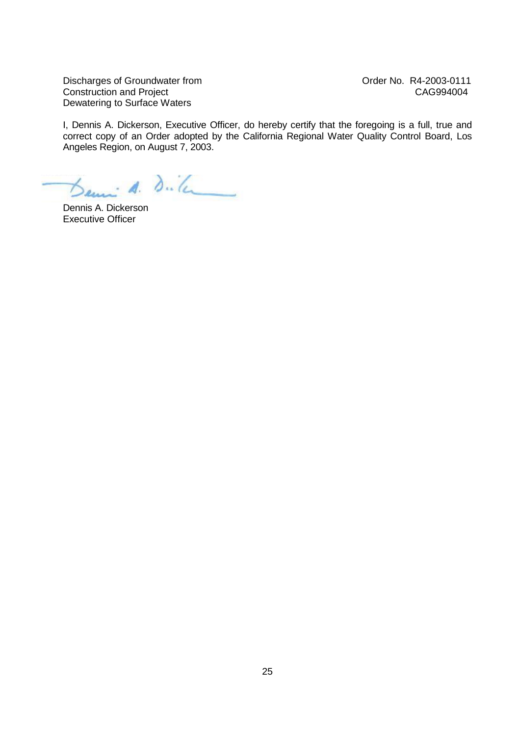I, Dennis A. Dickerson, Executive Officer, do hereby certify that the foregoing is a full, true and correct copy of an Order adopted by the California Regional Water Quality Control Board, Los Angeles Region, on August 7, 2003.

Dennis A. Dickerson
Executive Officer